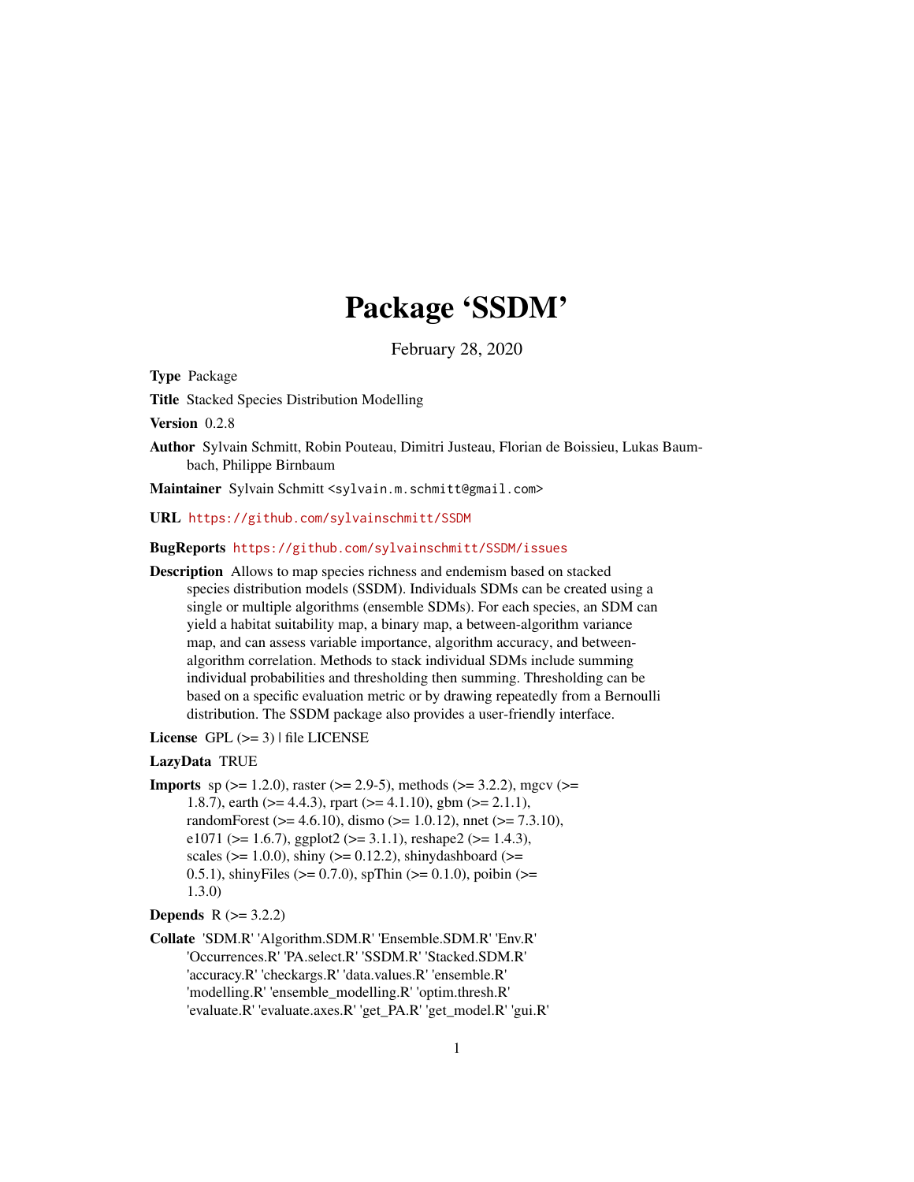# Package 'SSDM'

February 28, 2020

**Type** Package

**Title** Stacked Species Distribution Modelling

**Version** 0.2.8

**Author** Sylvain Schmitt, Robin Pouteau, Dimitri Justeau, Florian de Boissieu, Lukas Baumbach, Philippe Birnbaum

**Maintainer** Sylvain Schmitt <sylvain.m.schmitt@gmail.com>

**URL** https://github.com/sylvainschmitt/SSDM

**BugReports** https://github.com/sylvainschmitt/SSDM/issues

**Description** Allows to map species richness and endemism based on stacked species distribution models (SSDM). Individuals SDMs can be created using a single or multiple algorithms (ensemble SDMs). For each species, an SDM can yield a habitat suitability map, a binary map, a between-algorithm variance map, and can assess variable importance, algorithm accuracy, and between-algorithm correlation. Methods to stack individual SDMs include summing individual probabilities and thresholding then summing. Thresholding can be based on a specific evaluation metric or by drawing repeatedly from a Bernoulli distribution. The SSDM package also provides a user-friendly interface.

**License** GPL (>= 3) | file LICENSE

**LazyData** TRUE

**Imports** sp (>= 1.2.0), raster (>= 2.9-5), methods (>= 3.2.2), mgcv (>= 1.8.7), earth (>= 4.4.3), rpart (>= 4.1.10), gbm (>= 2.1.1), randomForest (>= 4.6.10), dismo (>= 1.0.12), nnet (>= 7.3.10), e1071 (>= 1.6.7), ggplot2 (>= 3.1.1), reshape2 (>= 1.4.3), scales (>= 1.0.0), shiny (>= 0.12.2), shinydashboard (>= 0.5.1), shinyFiles (>= 0.7.0), spThin (>= 0.1.0), poibin (>= 1.3.0)

**Depends** R (>= 3.2.2)

**Collate** 'SDM.R' 'Algorithm.SDM.R' 'Ensemble.SDM.R' 'Env.R' 'Occurrences.R' 'PA.select.R' 'SSDM.R' 'Stacked.SDM.R' 'accuracy.R' 'checkargs.R' 'data.values.R' 'ensemble.R' 'modelling.R' 'ensemble_modelling.R' 'optim.thresh.R' 'evaluate.R' 'evaluate.axes.R' 'get_PA.R' 'get_model.R' 'gui.R'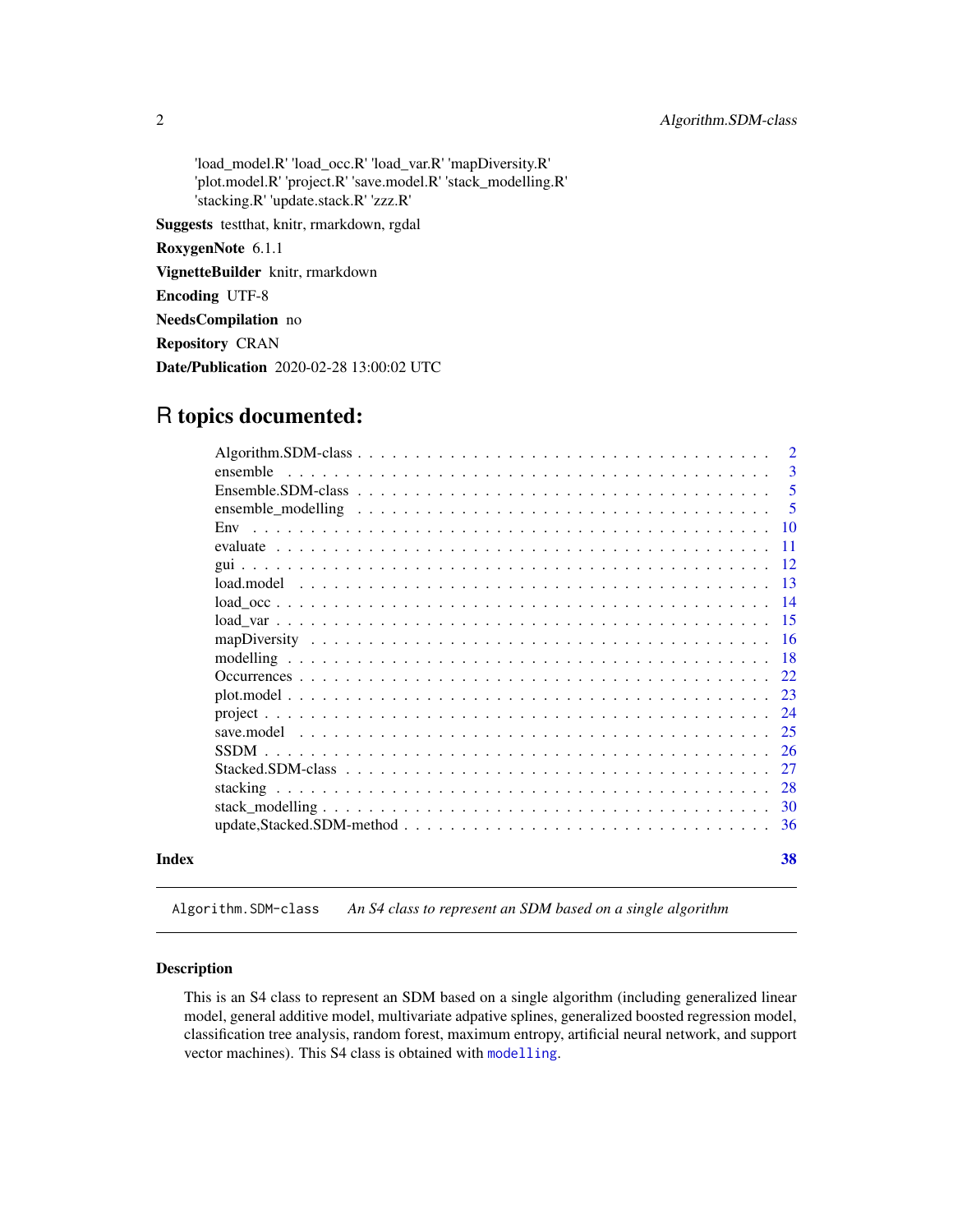'load_model.R' 'load_occ.R' 'load_var.R' 'mapDiversity.R' 'plot.model.R' 'project.R' 'save.model.R' 'stack_modelling.R' 'stacking.R' 'update.stack.R' 'zzz.R'

**Suggests** testthat, knitr, rmarkdown, rgdal

**RoxygenNote** 6.1.1

**VignetteBuilder** knitr, rmarkdown

**Encoding** UTF-8

**NeedsCompilation** no

**Repository** CRAN

**Date/Publication** 2020-02-28 13:00:02 UTC

# R topics documented:

- Algorithm.SDM-class . . . . . . . . . . . . . . . . . . . . . . . . . . . . . . . . . . . 2
- ensemble . . . . . . . . . . . . . . . . . . . . . . . . . . . . . . . . . . . 3
- Ensemble.SDM-class . . . . . . . . . . . . . . . . . . . . . . . . . . . . . . . . . . . 5
- ensemble_modelling . . . . . . . . . . . . . . . . . . . . . . . . . . . . . . . . . . . 5
- Env . . . . . . . . . . . . . . . . . . . . . . . . . . . . . . . . . . . 10
- evaluate . . . . . . . . . . . . . . . . . . . . . . . . . . . . . . . . . . . 11
- gui . . . . . . . . . . . . . . . . . . . . . . . . . . . . . . . . . . . 12
- load.model . . . . . . . . . . . . . . . . . . . . . . . . . . . . . . . . . . . 13
- load_occ . . . . . . . . . . . . . . . . . . . . . . . . . . . . . . . . . . . 14
- load_var . . . . . . . . . . . . . . . . . . . . . . . . . . . . . . . . . . . 15
- mapDiversity . . . . . . . . . . . . . . . . . . . . . . . . . . . . . . . . . . . 16
- modelling . . . . . . . . . . . . . . . . . . . . . . . . . . . . . . . . . . . 18
- Occurrences . . . . . . . . . . . . . . . . . . . . . . . . . . . . . . . . . . . 22
- plot.model . . . . . . . . . . . . . . . . . . . . . . . . . . . . . . . . . . . 23
- project . . . . . . . . . . . . . . . . . . . . . . . . . . . . . . . . . . . 24
- save.model . . . . . . . . . . . . . . . . . . . . . . . . . . . . . . . . . . . 25
- SSDM . . . . . . . . . . . . . . . . . . . . . . . . . . . . . . . . . . . 26
- Stacked.SDM-class . . . . . . . . . . . . . . . . . . . . . . . . . . . . . . . . . . . 27
- stacking . . . . . . . . . . . . . . . . . . . . . . . . . . . . . . . . . . . 28
- stack_modelling . . . . . . . . . . . . . . . . . . . . . . . . . . . . . . . . . . . 30
- update,Stacked.SDM-method . . . . . . . . . . . . . . . . . . . . . . . . . . . . . . . . . . . 36

**Index** **38**

---

`Algorithm.SDM-class` *An S4 class to represent an SDM based on a single algorithm*

---

## Description

This is an S4 class to represent an SDM based on a single algorithm (including generalized linear model, general additive model, multivariate adpative splines, generalized boosted regression model, classification tree analysis, random forest, maximum entropy, artificial neural network, and support vector machines). This S4 class is obtained with `modelling`.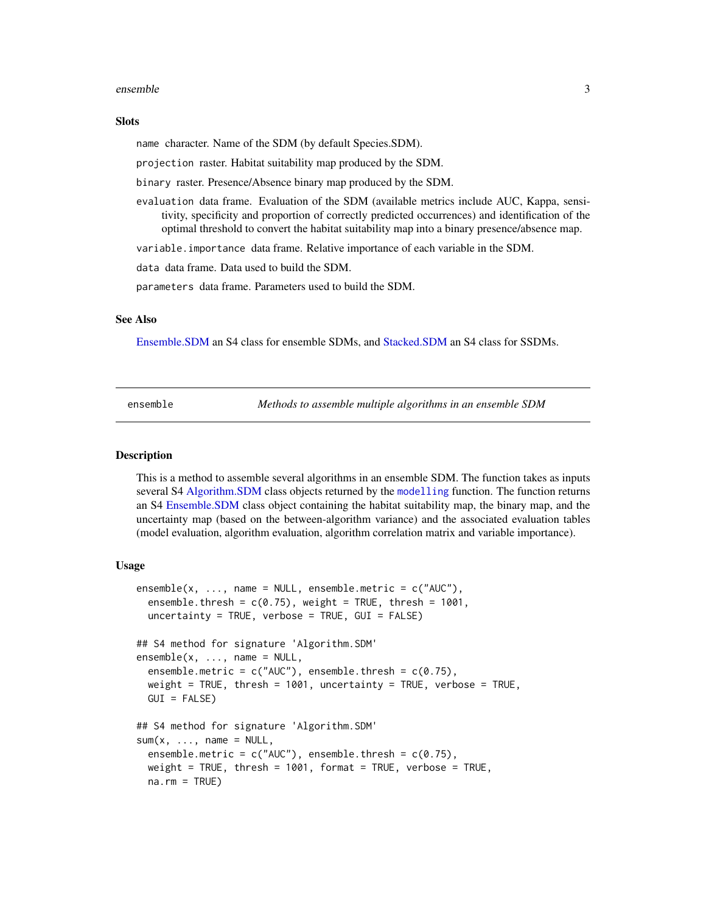## Slots

`name` character. Name of the SDM (by default Species.SDM).

`projection` raster. Habitat suitability map produced by the SDM.

`binary` raster. Presence/Absence binary map produced by the SDM.

`evaluation` data frame. Evaluation of the SDM (available metrics include AUC, Kappa, sensitivity, specificity and proportion of correctly predicted occurrences) and identification of the optimal threshold to convert the habitat suitability map into a binary presence/absence map.

`variable.importance` data frame. Relative importance of each variable in the SDM.

`data` data frame. Data used to build the SDM.

`parameters` data frame. Parameters used to build the SDM.

## See Also

Ensemble.SDM an S4 class for ensemble SDMs, and Stacked.SDM an S4 class for SSDMs.

---

`ensemble` *Methods to assemble multiple algorithms in an ensemble SDM*

---

## Description

This is a method to assemble several algorithms in an ensemble SDM. The function takes as inputs several S4 Algorithm.SDM class objects returned by the `modelling` function. The function returns an S4 Ensemble.SDM class object containing the habitat suitability map, the binary map, and the uncertainty map (based on the between-algorithm variance) and the associated evaluation tables (model evaluation, algorithm evaluation, algorithm correlation matrix and variable importance).

## Usage

```
ensemble(x, ..., name = NULL, ensemble.metric = c("AUC"),
  ensemble.thresh = c(0.75), weight = TRUE, thresh = 1001,
  uncertainty = TRUE, verbose = TRUE, GUI = FALSE)

## S4 method for signature 'Algorithm.SDM'
ensemble(x, ..., name = NULL,
  ensemble.metric = c("AUC"), ensemble.thresh = c(0.75),
  weight = TRUE, thresh = 1001, uncertainty = TRUE, verbose = TRUE,
  GUI = FALSE)

## S4 method for signature 'Algorithm.SDM'
sum(x, ..., name = NULL,
  ensemble.metric = c("AUC"), ensemble.thresh = c(0.75),
  weight = TRUE, thresh = 1001, format = TRUE, verbose = TRUE,
  na.rm = TRUE)
```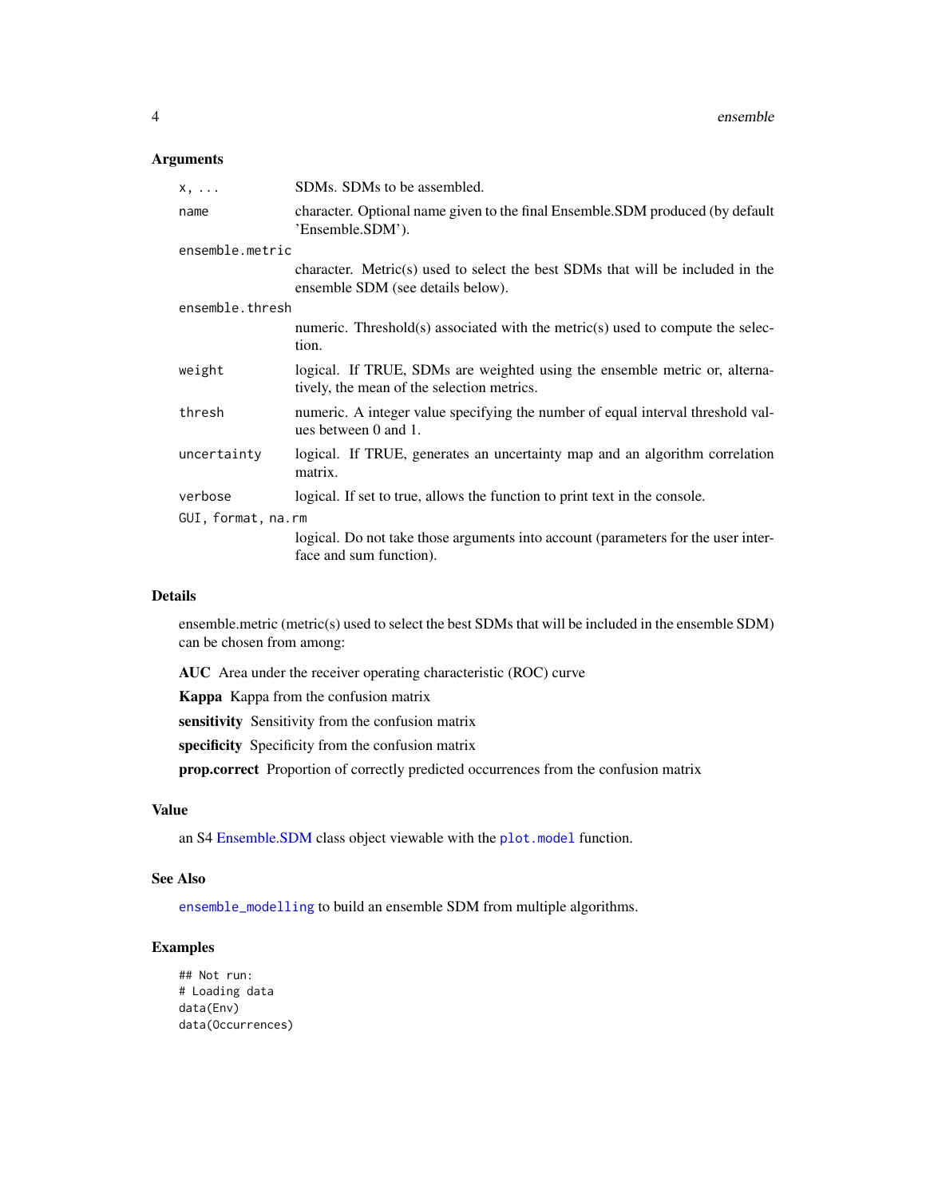### Arguments

| | |
|---|---|
| `x, ...` | SDMs. SDMs to be assembled. |
| `name` | character. Optional name given to the final Ensemble.SDM produced (by default 'Ensemble.SDM'). |
| `ensemble.metric` | character. Metric(s) used to select the best SDMs that will be included in the ensemble SDM (see details below). |
| `ensemble.thresh` | numeric. Threshold(s) associated with the metric(s) used to compute the selection. |
| `weight` | logical. If TRUE, SDMs are weighted using the ensemble metric or, alternatively, the mean of the selection metrics. |
| `thresh` | numeric. A integer value specifying the number of equal interval threshold values between 0 and 1. |
| `uncertainty` | logical. If TRUE, generates an uncertainty map and an algorithm correlation matrix. |
| `verbose` | logical. If set to true, allows the function to print text in the console. |
| `GUI, format, na.rm` | logical. Do not take those arguments into account (parameters for the user interface and sum function). |

### Details

ensemble.metric (metric(s) used to select the best SDMs that will be included in the ensemble SDM) can be chosen from among:

**AUC** Area under the receiver operating characteristic (ROC) curve

**Kappa** Kappa from the confusion matrix

**sensitivity** Sensitivity from the confusion matrix

**specificity** Specificity from the confusion matrix

**prop.correct** Proportion of correctly predicted occurrences from the confusion matrix

### Value

an S4 Ensemble.SDM class object viewable with the `plot.model` function.

### See Also

`ensemble_modelling` to build an ensemble SDM from multiple algorithms.

### Examples

```
## Not run:
# Loading data
data(Env)
data(Occurrences)
```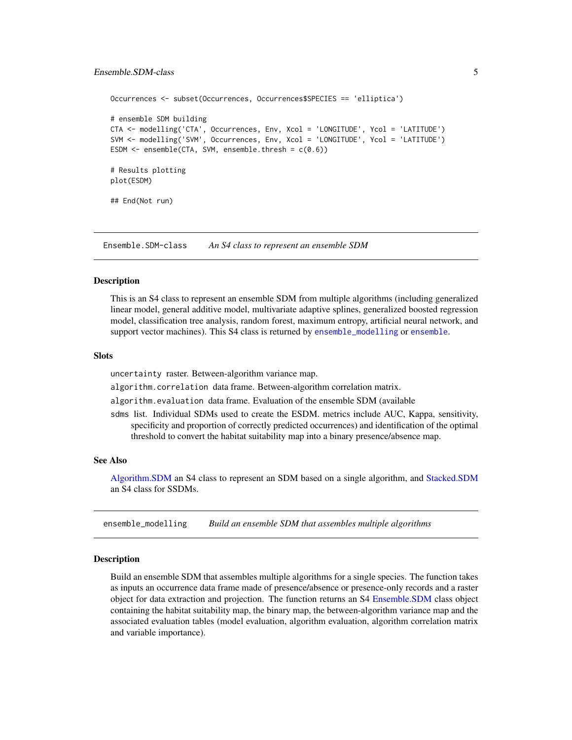```
Occurrences <- subset(Occurrences, Occurrences$SPECIES == 'elliptica')

# ensemble SDM building
CTA <- modelling('CTA', Occurrences, Env, Xcol = 'LONGITUDE', Ycol = 'LATITUDE')
SVM <- modelling('SVM', Occurrences, Env, Xcol = 'LONGITUDE', Ycol = 'LATITUDE')
ESDM <- ensemble(CTA, SVM, ensemble.thresh = c(0.6))

# Results plotting
plot(ESDM)

## End(Not run)
```

## Ensemble.SDM-class *An S4 class to represent an ensemble SDM*

### Description

This is an S4 class to represent an ensemble SDM from multiple algorithms (including generalized linear model, general additive model, multivariate adaptive splines, generalized boosted regression model, classification tree analysis, random forest, maximum entropy, artificial neural network, and support vector machines). This S4 class is returned by `ensemble_modelling` or `ensemble`.

### Slots

`uncertainty` raster. Between-algorithm variance map.

`algorithm.correlation` data frame. Between-algorithm correlation matrix.

`algorithm.evaluation` data frame. Evaluation of the ensemble SDM (available

`sdms` list. Individual SDMs used to create the ESDM. metrics include AUC, Kappa, sensitivity, specificity and proportion of correctly predicted occurrences) and identification of the optimal threshold to convert the habitat suitability map into a binary presence/absence map.

### See Also

Algorithm.SDM an S4 class to represent an SDM based on a single algorithm, and Stacked.SDM an S4 class for SSDMs.

## ensemble_modelling *Build an ensemble SDM that assembles multiple algorithms*

### Description

Build an ensemble SDM that assembles multiple algorithms for a single species. The function takes as inputs an occurrence data frame made of presence/absence or presence-only records and a raster object for data extraction and projection. The function returns an S4 Ensemble.SDM class object containing the habitat suitability map, the binary map, the between-algorithm variance map and the associated evaluation tables (model evaluation, algorithm evaluation, algorithm correlation matrix and variable importance).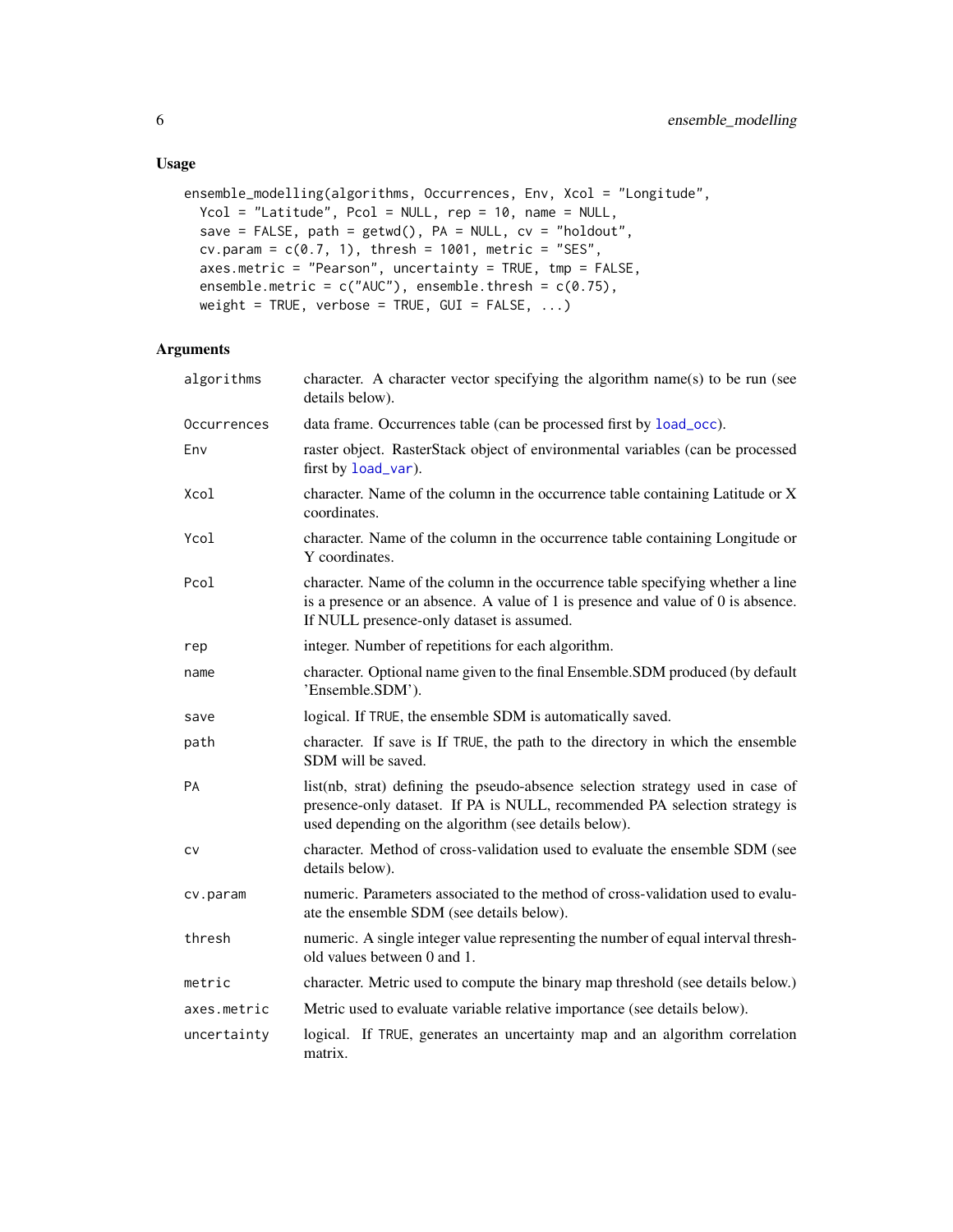## Usage

```
ensemble_modelling(algorithms, Occurrences, Env, Xcol = "Longitude",
  Ycol = "Latitude", Pcol = NULL, rep = 10, name = NULL,
  save = FALSE, path = getwd(), PA = NULL, cv = "holdout",
  cv.param = c(0.7, 1), thresh = 1001, metric = "SES",
  axes.metric = "Pearson", uncertainty = TRUE, tmp = FALSE,
  ensemble.metric = c("AUC"), ensemble.thresh = c(0.75),
  weight = TRUE, verbose = TRUE, GUI = FALSE, ...)
```

## Arguments

| | |
|---|---|
| `algorithms` | character. A character vector specifying the algorithm name(s) to be run (see details below). |
| `Occurrences` | data frame. Occurrences table (can be processed first by `load_occ`). |
| `Env` | raster object. RasterStack object of environmental variables (can be processed first by `load_var`). |
| `Xcol` | character. Name of the column in the occurrence table containing Latitude or X coordinates. |
| `Ycol` | character. Name of the column in the occurrence table containing Longitude or Y coordinates. |
| `Pcol` | character. Name of the column in the occurrence table specifying whether a line is a presence or an absence. A value of 1 is presence and value of 0 is absence. If NULL presence-only dataset is assumed. |
| `rep` | integer. Number of repetitions for each algorithm. |
| `name` | character. Optional name given to the final Ensemble.SDM produced (by default 'Ensemble.SDM'). |
| `save` | logical. If `TRUE`, the ensemble SDM is automatically saved. |
| `path` | character. If save is If `TRUE`, the path to the directory in which the ensemble SDM will be saved. |
| `PA` | list(nb, strat) defining the pseudo-absence selection strategy used in case of presence-only dataset. If PA is NULL, recommended PA selection strategy is used depending on the algorithm (see details below). |
| `cv` | character. Method of cross-validation used to evaluate the ensemble SDM (see details below). |
| `cv.param` | numeric. Parameters associated to the method of cross-validation used to evaluate the ensemble SDM (see details below). |
| `thresh` | numeric. A single integer value representing the number of equal interval threshold values between 0 and 1. |
| `metric` | character. Metric used to compute the binary map threshold (see details below.) |
| `axes.metric` | Metric used to evaluate variable relative importance (see details below). |
| `uncertainty` | logical. If `TRUE`, generates an uncertainty map and an algorithm correlation matrix. |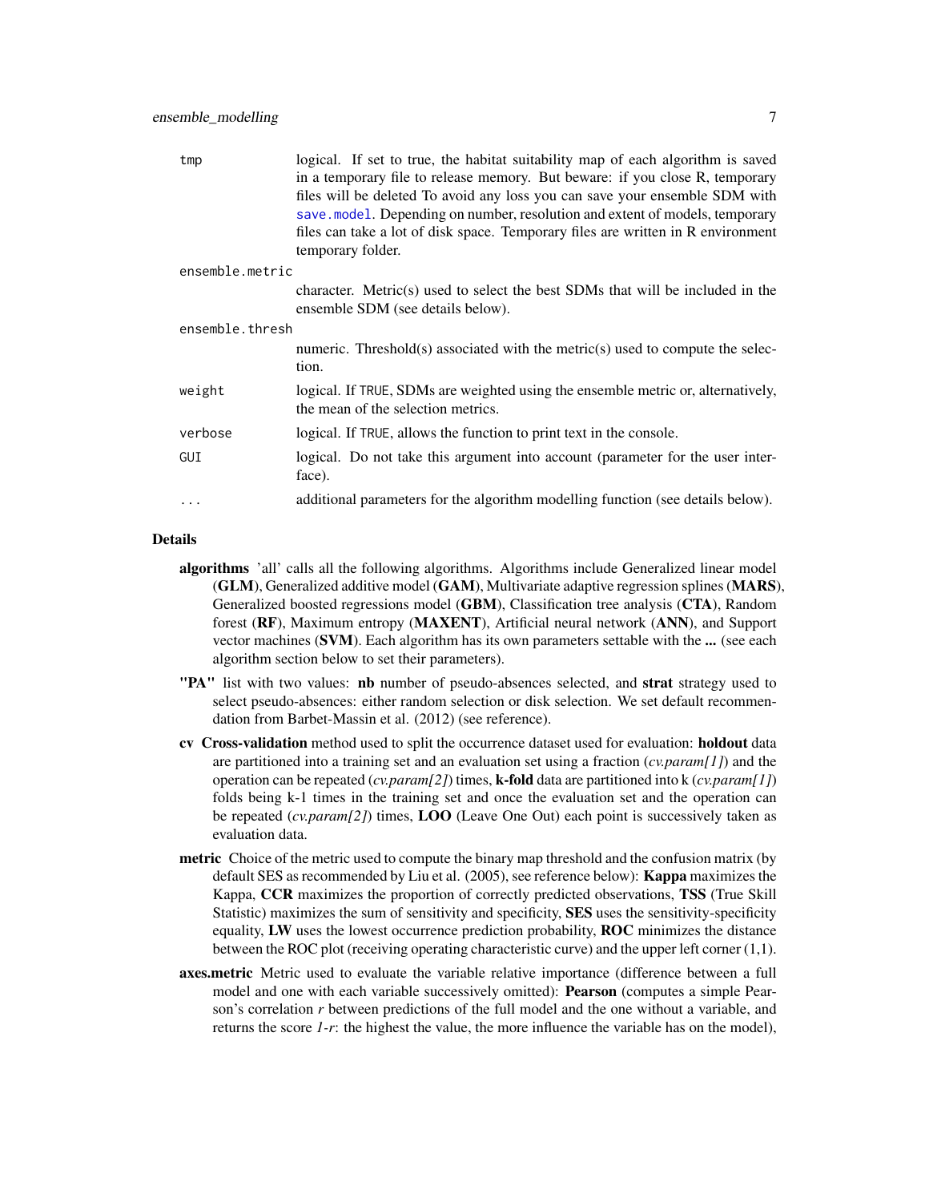| | |
|---|---|
| `tmp` | logical. If set to true, the habitat suitability map of each algorithm is saved in a temporary file to release memory. But beware: if you close R, temporary files will be deleted To avoid any loss you can save your ensemble SDM with `save.model`. Depending on number, resolution and extent of models, temporary files can take a lot of disk space. Temporary files are written in R environment temporary folder. |
| `ensemble.metric` | character. Metric(s) used to select the best SDMs that will be included in the ensemble SDM (see details below). |
| `ensemble.thresh` | numeric. Threshold(s) associated with the metric(s) used to compute the selection. |
| `weight` | logical. If `TRUE`, SDMs are weighted using the ensemble metric or, alternatively, the mean of the selection metrics. |
| `verbose` | logical. If `TRUE`, allows the function to print text in the console. |
| `GUI` | logical. Do not take this argument into account (parameter for the user interface). |
| `...` | additional parameters for the algorithm modelling function (see details below). |

## Details

**algorithms** 'all' calls all the following algorithms. Algorithms include Generalized linear model (**GLM**), Generalized additive model (**GAM**), Multivariate adaptive regression splines (**MARS**), Generalized boosted regressions model (**GBM**), Classification tree analysis (**CTA**), Random forest (**RF**), Maximum entropy (**MAXENT**), Artificial neural network (**ANN**), and Support vector machines (**SVM**). Each algorithm has its own parameters settable with the **...** (see each algorithm section below to set their parameters).

**"PA"** list with two values: **nb** number of pseudo-absences selected, and **strat** strategy used to select pseudo-absences: either random selection or disk selection. We set default recommendation from Barbet-Massin et al. (2012) (see reference).

**cv** **Cross-validation** method used to split the occurrence dataset used for evaluation: **holdout** data are partitioned into a training set and an evaluation set using a fraction (*cv.param[1]*) and the operation can be repeated (*cv.param[2]*) times, **k-fold** data are partitioned into k (*cv.param[1]*) folds being k-1 times in the training set and once the evaluation set and the operation can be repeated (*cv.param[2]*) times, **LOO** (Leave One Out) each point is successively taken as evaluation data.

**metric** Choice of the metric used to compute the binary map threshold and the confusion matrix (by default SES as recommended by Liu et al. (2005), see reference below): **Kappa** maximizes the Kappa, **CCR** maximizes the proportion of correctly predicted observations, **TSS** (True Skill Statistic) maximizes the sum of sensitivity and specificity, **SES** uses the sensitivity-specificity equality, **LW** uses the lowest occurrence prediction probability, **ROC** minimizes the distance between the ROC plot (receiving operating characteristic curve) and the upper left corner (1,1).

**axes.metric** Metric used to evaluate the variable relative importance (difference between a full model and one with each variable successively omitted): **Pearson** (computes a simple Pearson's correlation $r$ between predictions of the full model and the one without a variable, and returns the score $1-r$: the highest the value, the more influence the variable has on the model),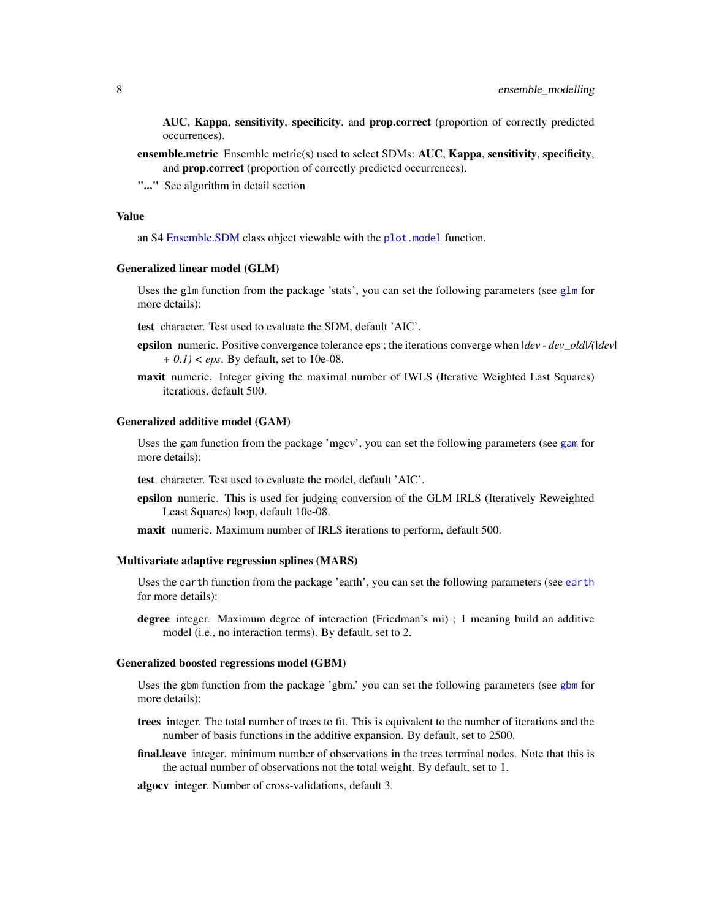**AUC**, **Kappa**, **sensitivity**, **specificity**, and **prop.correct** (proportion of correctly predicted occurrences).

**ensemble.metric** Ensemble metric(s) used to select SDMs: **AUC**, **Kappa**, **sensitivity**, **specificity**, and **prop.correct** (proportion of correctly predicted occurrences).

**"..."** See algorithm in detail section

### Value

an S4 Ensemble.SDM class object viewable with the `plot.model` function.

### Generalized linear model (GLM)

Uses the `glm` function from the package 'stats', you can set the following parameters (see `glm` for more details):

**test** character. Test used to evaluate the SDM, default 'AIC'.

**epsilon** numeric. Positive convergence tolerance eps ; the iterations converge when $|dev - dev\_old|/(|dev| + 0.1) < eps$. By default, set to 10e-08.

**maxit** numeric. Integer giving the maximal number of IWLS (Iterative Weighted Last Squares) iterations, default 500.

### Generalized additive model (GAM)

Uses the `gam` function from the package 'mgcv', you can set the following parameters (see `gam` for more details):

**test** character. Test used to evaluate the model, default 'AIC'.

**epsilon** numeric. This is used for judging conversion of the GLM IRLS (Iteratively Reweighted Least Squares) loop, default 10e-08.

**maxit** numeric. Maximum number of IRLS iterations to perform, default 500.

### Multivariate adaptive regression splines (MARS)

Uses the `earth` function from the package 'earth', you can set the following parameters (see `earth` for more details):

**degree** integer. Maximum degree of interaction (Friedman's mi) ; 1 meaning build an additive model (i.e., no interaction terms). By default, set to 2.

### Generalized boosted regressions model (GBM)

Uses the `gbm` function from the package 'gbm,' you can set the following parameters (see `gbm` for more details):

**trees** integer. The total number of trees to fit. This is equivalent to the number of iterations and the number of basis functions in the additive expansion. By default, set to 2500.

**final.leave** integer. minimum number of observations in the trees terminal nodes. Note that this is the actual number of observations not the total weight. By default, set to 1.

**algocv** integer. Number of cross-validations, default 3.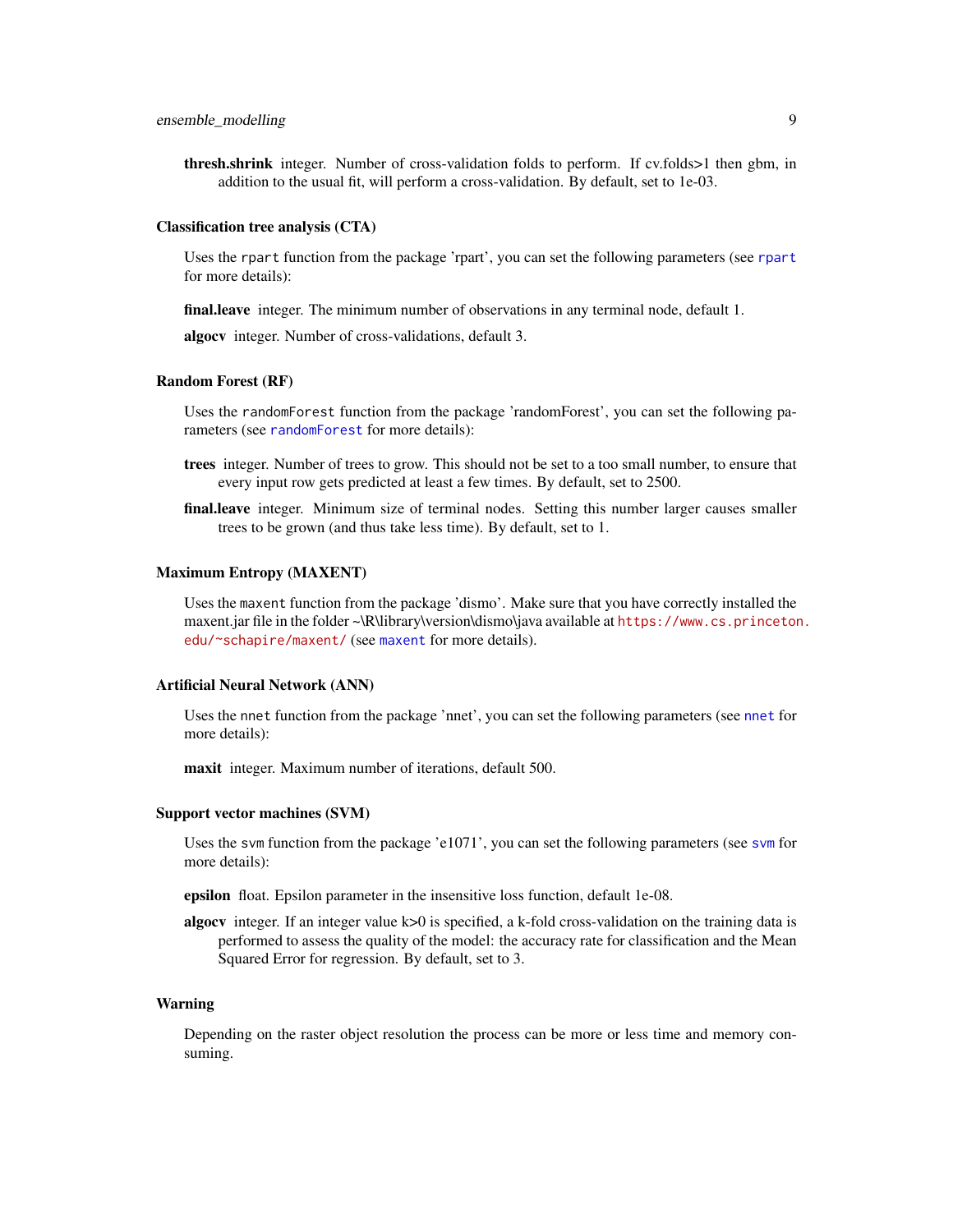**thresh.shrink** integer. Number of cross-validation folds to perform. If cv.folds>1 then gbm, in addition to the usual fit, will perform a cross-validation. By default, set to 1e-03.

### Classification tree analysis (CTA)

Uses the `rpart` function from the package 'rpart', you can set the following parameters (see `rpart` for more details):

**final.leave** integer. The minimum number of observations in any terminal node, default 1.

**algocv** integer. Number of cross-validations, default 3.

### Random Forest (RF)

Uses the `randomForest` function from the package 'randomForest', you can set the following parameters (see `randomForest` for more details):

**trees** integer. Number of trees to grow. This should not be set to a too small number, to ensure that every input row gets predicted at least a few times. By default, set to 2500.

**final.leave** integer. Minimum size of terminal nodes. Setting this number larger causes smaller trees to be grown (and thus take less time). By default, set to 1.

### Maximum Entropy (MAXENT)

Uses the `maxent` function from the package 'dismo'. Make sure that you have correctly installed the maxent.jar file in the folder ~\R\library\version\dismo\java available at https://www.cs.princeton.edu/~schapire/maxent/ (see `maxent` for more details).

### Artificial Neural Network (ANN)

Uses the `nnet` function from the package 'nnet', you can set the following parameters (see `nnet` for more details):

**maxit** integer. Maximum number of iterations, default 500.

### Support vector machines (SVM)

Uses the `svm` function from the package 'e1071', you can set the following parameters (see `svm` for more details):

**epsilon** float. Epsilon parameter in the insensitive loss function, default 1e-08.

**algocv** integer. If an integer value k>0 is specified, a k-fold cross-validation on the training data is performed to assess the quality of the model: the accuracy rate for classification and the Mean Squared Error for regression. By default, set to 3.

### Warning

Depending on the raster object resolution the process can be more or less time and memory consuming.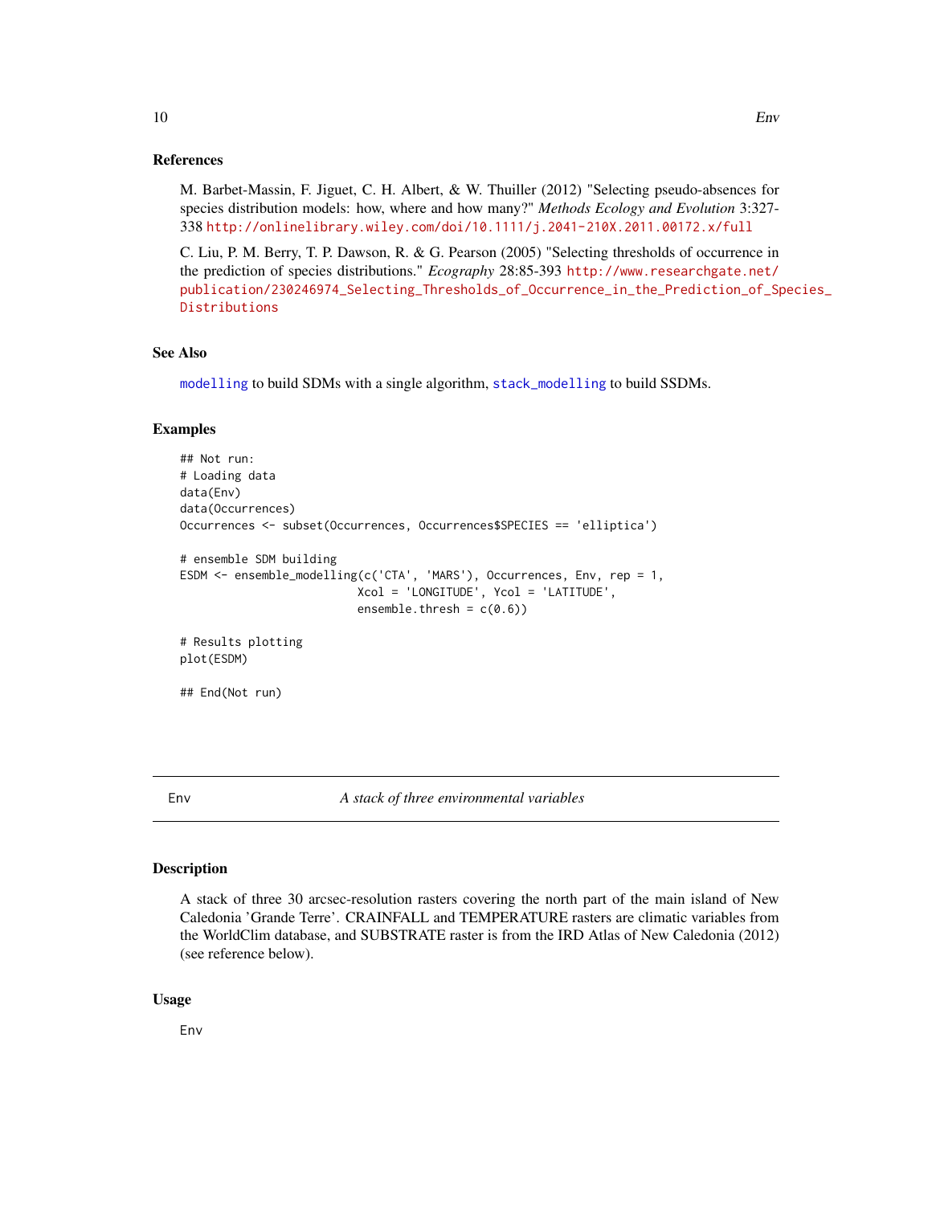### References

M. Barbet-Massin, F. Jiguet, C. H. Albert, & W. Thuiller (2012) "Selecting pseudo-absences for species distribution models: how, where and how many?" *Methods Ecology and Evolution* 3:327-338 http://onlinelibrary.wiley.com/doi/10.1111/j.2041-210X.2011.00172.x/full

C. Liu, P. M. Berry, T. P. Dawson, R. & G. Pearson (2005) "Selecting thresholds of occurrence in the prediction of species distributions." *Ecography* 28:85-393 http://www.researchgate.net/publication/230246974_Selecting_Thresholds_of_Occurrence_in_the_Prediction_of_Species_Distributions

### See Also

modelling to build SDMs with a single algorithm, stack_modelling to build SSDMs.

### Examples

```
## Not run:
# Loading data
data(Env)
data(Occurrences)
Occurrences <- subset(Occurrences, Occurrences$SPECIES == 'elliptica')

# ensemble SDM building
ESDM <- ensemble_modelling(c('CTA', 'MARS'), Occurrences, Env, rep = 1,
                           Xcol = 'LONGITUDE', Ycol = 'LATITUDE',
                           ensemble.thresh = c(0.6))

# Results plotting
plot(ESDM)

## End(Not run)
```

---

## Env — *A stack of three environmental variables*

### Description

A stack of three 30 arcsec-resolution rasters covering the north part of the main island of New Caledonia 'Grande Terre'. CRAINFALL and TEMPERATURE rasters are climatic variables from the WorldClim database, and SUBSTRATE raster is from the IRD Atlas of New Caledonia (2012) (see reference below).

### Usage

```
Env
```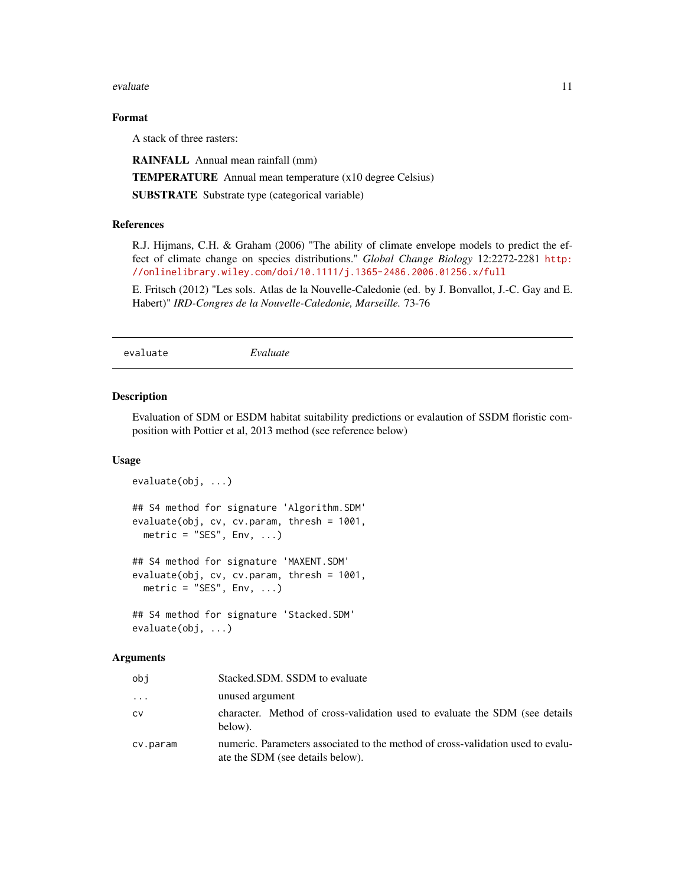### Format

A stack of three rasters:

**RAINFALL** Annual mean rainfall (mm)

**TEMPERATURE** Annual mean temperature (x10 degree Celsius)

**SUBSTRATE** Substrate type (categorical variable)

### References

R.J. Hijmans, C.H. & Graham (2006) "The ability of climate envelope models to predict the effect of climate change on species distributions." *Global Change Biology* 12:2272-2281 http://onlinelibrary.wiley.com/doi/10.1111/j.1365-2486.2006.01256.x/full

E. Fritsch (2012) "Les sols. Atlas de la Nouvelle-Caledonie (ed. by J. Bonvallot, J.-C. Gay and E. Habert)" *IRD-Congres de la Nouvelle-Caledonie, Marseille.* 73-76

---

## evaluate *Evaluate*

---

### Description

Evaluation of SDM or ESDM habitat suitability predictions or evalaution of SSDM floristic composition with Pottier et al, 2013 method (see reference below)

### Usage

```
evaluate(obj, ...)

## S4 method for signature 'Algorithm.SDM'
evaluate(obj, cv, cv.param, thresh = 1001,
  metric = "SES", Env, ...)

## S4 method for signature 'MAXENT.SDM'
evaluate(obj, cv, cv.param, thresh = 1001,
  metric = "SES", Env, ...)

## S4 method for signature 'Stacked.SDM'
evaluate(obj, ...)
```

### Arguments

| | |
|---|---|
| `obj` | Stacked.SDM. SSDM to evaluate |
| `...` | unused argument |
| `cv` | character. Method of cross-validation used to evaluate the SDM (see details below). |
| `cv.param` | numeric. Parameters associated to the method of cross-validation used to evaluate the SDM (see details below). |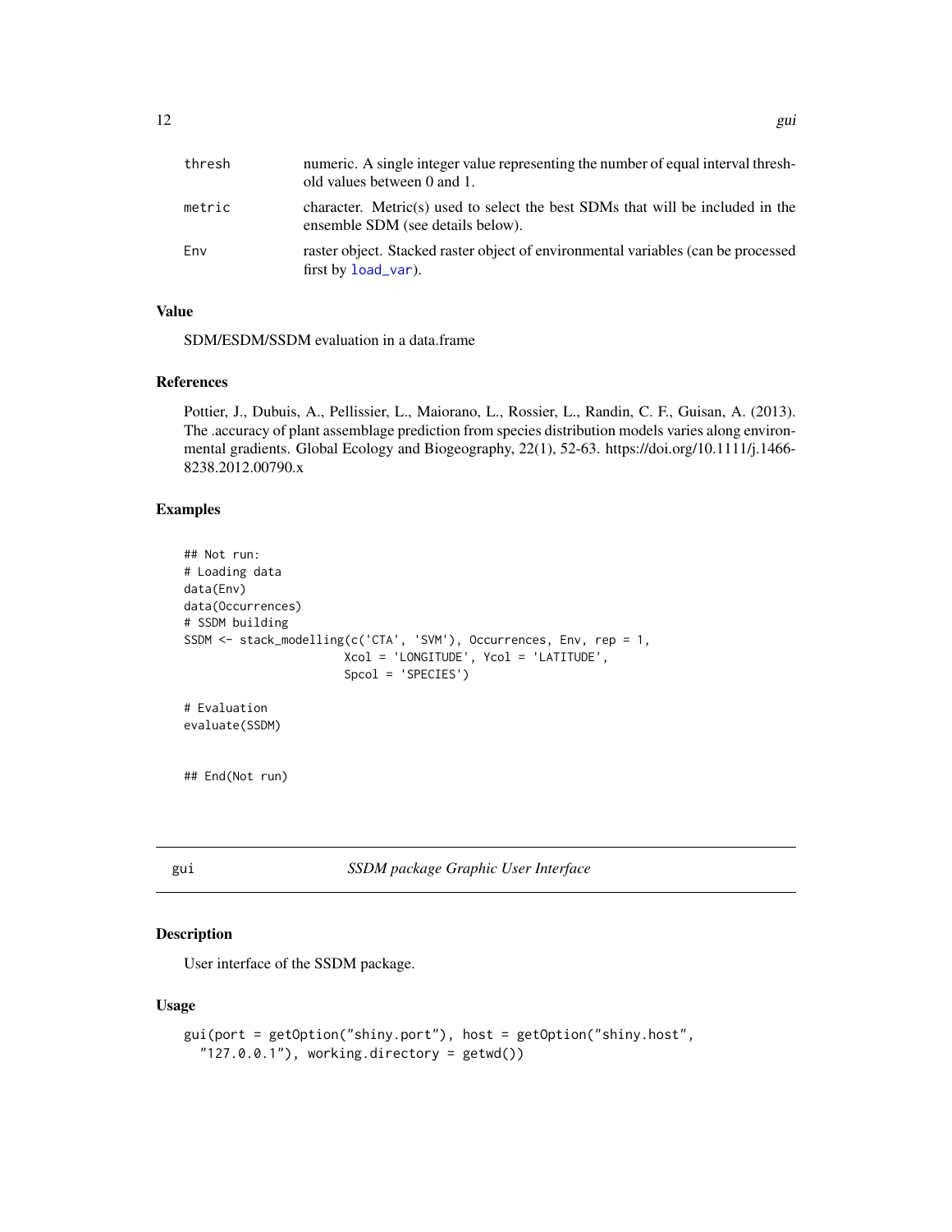| | |
|---|---|
| thresh | numeric. A single integer value representing the number of equal interval threshold values between 0 and 1. |
| metric | character. Metric(s) used to select the best SDMs that will be included in the ensemble SDM (see details below). |
| Env | raster object. Stacked raster object of environmental variables (can be processed first by load_var). |

### Value

SDM/ESDM/SSDM evaluation in a data.frame

### References

Pottier, J., Dubuis, A., Pellissier, L., Maiorano, L., Rossier, L., Randin, C. F., Guisan, A. (2013). The .accuracy of plant assemblage prediction from species distribution models varies along environmental gradients. Global Ecology and Biogeography, 22(1), 52-63. https://doi.org/10.1111/j.1466-8238.2012.00790.x

### Examples

```
## Not run:
# Loading data
data(Env)
data(Occurrences)
# SSDM building
SSDM <- stack_modelling(c('CTA', 'SVM'), Occurrences, Env, rep = 1,
                        Xcol = 'LONGITUDE', Ycol = 'LATITUDE',
                        Spcol = 'SPECIES')

# Evaluation
evaluate(SSDM)


## End(Not run)
```

## gui *SSDM package Graphic User Interface*

### Description

User interface of the SSDM package.

### Usage

```
gui(port = getOption("shiny.port"), host = getOption("shiny.host",
  "127.0.0.1"), working.directory = getwd())
```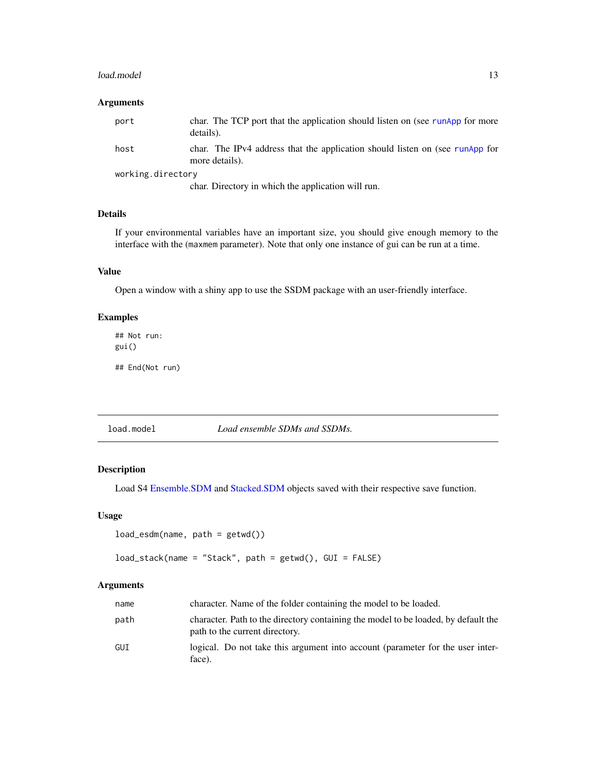### Arguments

| | |
|---|---|
| `port` | char. The TCP port that the application should listen on (see `runApp` for more details). |
| `host` | char. The IPv4 address that the application should listen on (see `runApp` for more details). |
| `working.directory` | char. Directory in which the application will run. |

### Details

If your environmental variables have an important size, you should give enough memory to the interface with the (`maxmem` parameter). Note that only one instance of gui can be run at a time.

### Value

Open a window with a shiny app to use the SSDM package with an user-friendly interface.

### Examples

```
## Not run:
gui()

## End(Not run)
```

---

## load.model — *Load ensemble SDMs and SSDMs.*

### Description

Load S4 Ensemble.SDM and Stacked.SDM objects saved with their respective save function.

### Usage

```
load_esdm(name, path = getwd())

load_stack(name = "Stack", path = getwd(), GUI = FALSE)
```

### Arguments

| | |
|---|---|
| `name` | character. Name of the folder containing the model to be loaded. |
| `path` | character. Path to the directory containing the model to be loaded, by default the path to the current directory. |
| `GUI` | logical. Do not take this argument into account (parameter for the user interface). |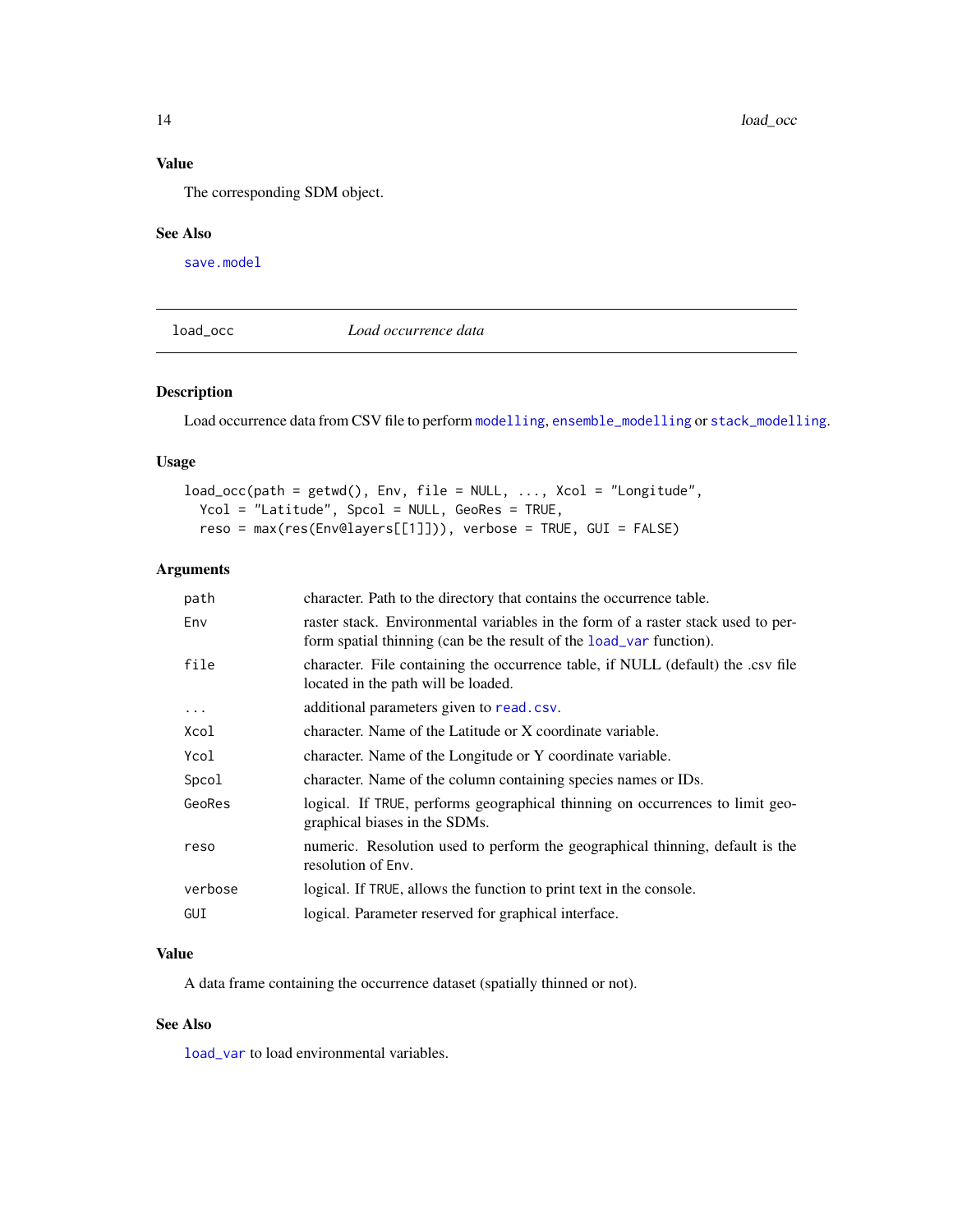## Value

The corresponding SDM object.

## See Also

save.model

---

# load_occ *Load occurrence data*

---

## Description

Load occurrence data from CSV file to perform modelling, ensemble_modelling or stack_modelling.

## Usage

```
load_occ(path = getwd(), Env, file = NULL, ..., Xcol = "Longitude",
  Ycol = "Latitude", Spcol = NULL, GeoRes = TRUE,
  reso = max(res(Env@layers[[1]])), verbose = TRUE, GUI = FALSE)
```

## Arguments

| Argument | Description |
|---|---|
| path | character. Path to the directory that contains the occurrence table. |
| Env | raster stack. Environmental variables in the form of a raster stack used to perform spatial thinning (can be the result of the load_var function). |
| file | character. File containing the occurrence table, if NULL (default) the .csv file located in the path will be loaded. |
| ... | additional parameters given to read.csv. |
| Xcol | character. Name of the Latitude or X coordinate variable. |
| Ycol | character. Name of the Longitude or Y coordinate variable. |
| Spcol | character. Name of the column containing species names or IDs. |
| GeoRes | logical. If TRUE, performs geographical thinning on occurrences to limit geographical biases in the SDMs. |
| reso | numeric. Resolution used to perform the geographical thinning, default is the resolution of Env. |
| verbose | logical. If TRUE, allows the function to print text in the console. |
| GUI | logical. Parameter reserved for graphical interface. |

## Value

A data frame containing the occurrence dataset (spatially thinned or not).

## See Also

load_var to load environmental variables.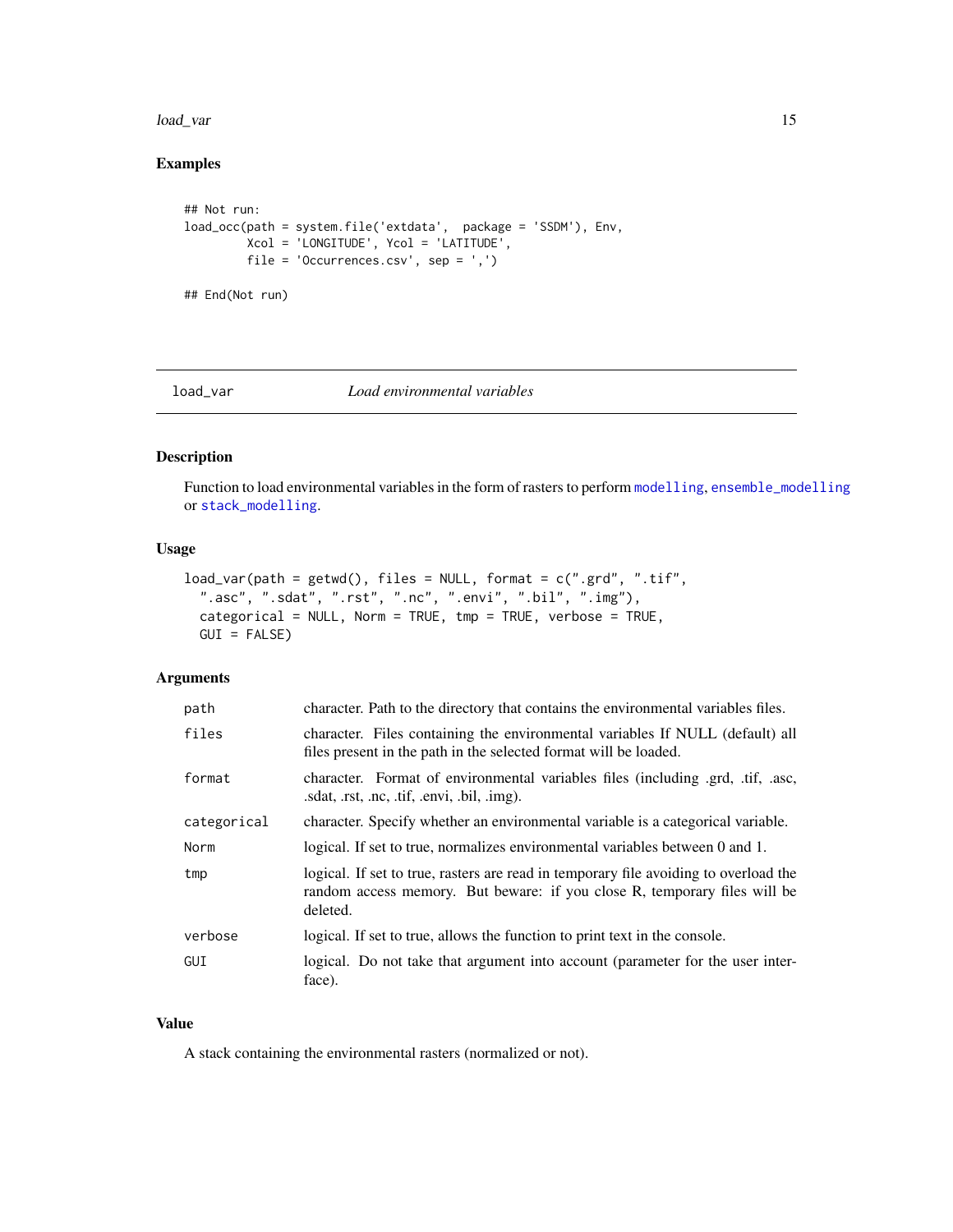## Examples

```
## Not run:
load_occ(path = system.file('extdata',  package = 'SSDM'), Env,
         Xcol = 'LONGITUDE', Ycol = 'LATITUDE',
         file = 'Occurrences.csv', sep = ',')

## End(Not run)
```

---

# load_var &emsp; *Load environmental variables*

---

## Description

Function to load environmental variables in the form of rasters to perform modelling, ensemble_modelling or stack_modelling.

## Usage

```
load_var(path = getwd(), files = NULL, format = c(".grd", ".tif",
  ".asc", ".sdat", ".rst", ".nc", ".envi", ".bil", ".img"),
  categorical = NULL, Norm = TRUE, tmp = TRUE, verbose = TRUE,
  GUI = FALSE)
```

## Arguments

| | |
|---|---|
| `path` | character. Path to the directory that contains the environmental variables files. |
| `files` | character. Files containing the environmental variables If NULL (default) all files present in the path in the selected format will be loaded. |
| `format` | character. Format of environmental variables files (including .grd, .tif, .asc, .sdat, .rst, .nc, .tif, .envi, .bil, .img). |
| `categorical` | character. Specify whether an environmental variable is a categorical variable. |
| `Norm` | logical. If set to true, normalizes environmental variables between 0 and 1. |
| `tmp` | logical. If set to true, rasters are read in temporary file avoiding to overload the random access memory. But beware: if you close R, temporary files will be deleted. |
| `verbose` | logical. If set to true, allows the function to print text in the console. |
| `GUI` | logical. Do not take that argument into account (parameter for the user interface). |

## Value

A stack containing the environmental rasters (normalized or not).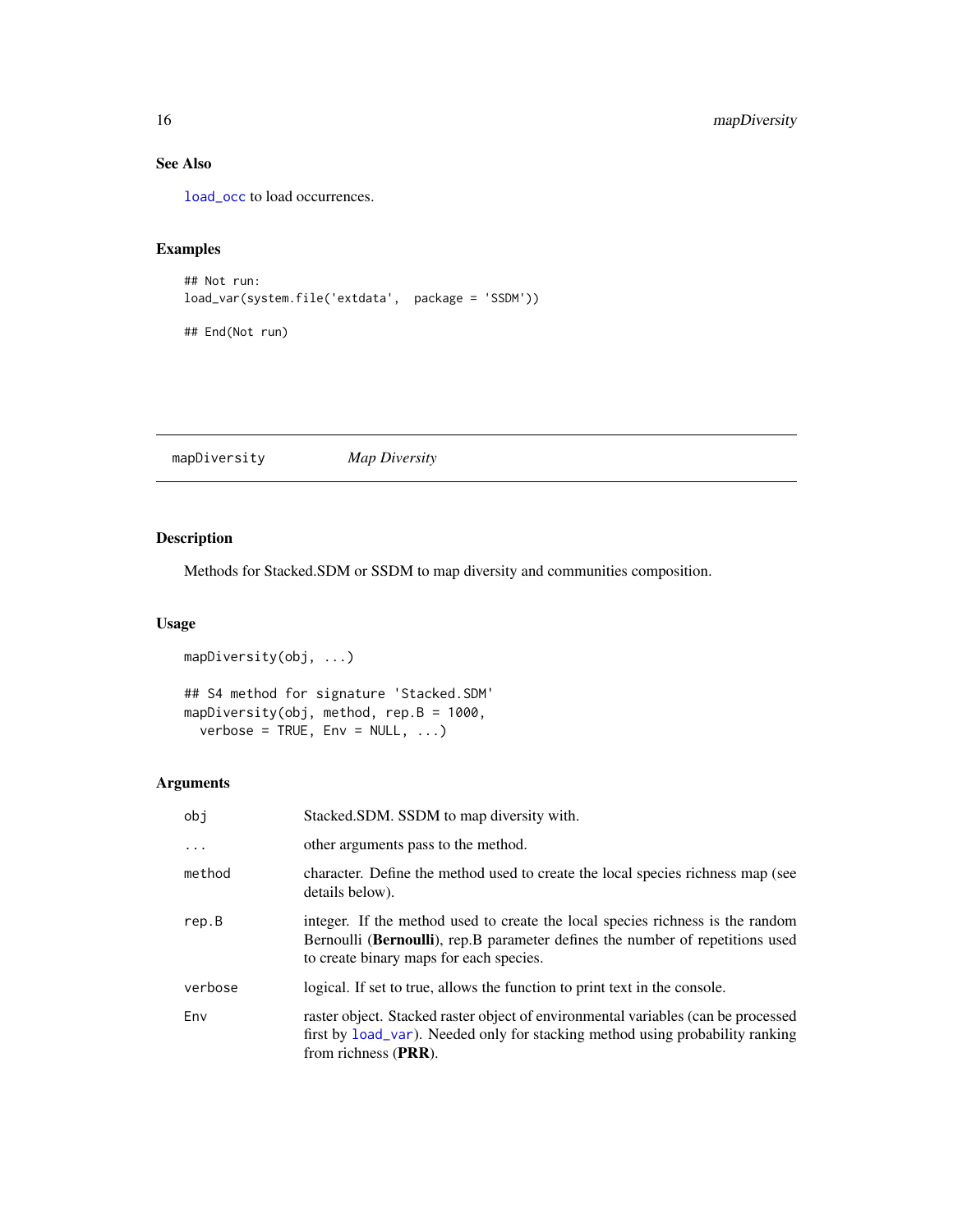### See Also

`load_occ` to load occurrences.

### Examples

```
## Not run:
load_var(system.file('extdata',  package = 'SSDM'))

## End(Not run)
```

---

## mapDiversity    *Map Diversity*

---

### Description

Methods for Stacked.SDM or SSDM to map diversity and communities composition.

### Usage

```
mapDiversity(obj, ...)

## S4 method for signature 'Stacked.SDM'
mapDiversity(obj, method, rep.B = 1000,
  verbose = TRUE, Env = NULL, ...)
```

### Arguments

| | |
|---|---|
| obj | Stacked.SDM. SSDM to map diversity with. |
| ... | other arguments pass to the method. |
| method | character. Define the method used to create the local species richness map (see details below). |
| rep.B | integer. If the method used to create the local species richness is the random Bernoulli (**Bernoulli**), rep.B parameter defines the number of repetitions used to create binary maps for each species. |
| verbose | logical. If set to true, allows the function to print text in the console. |
| Env | raster object. Stacked raster object of environmental variables (can be processed first by `load_var`). Needed only for stacking method using probability ranking from richness (**PRR**). |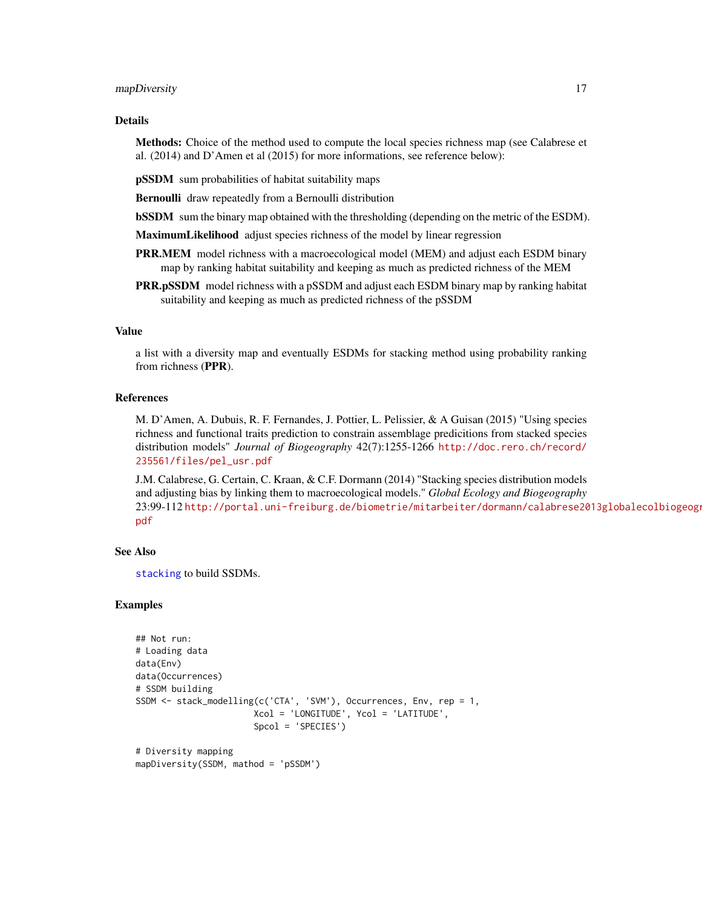## Details

**Methods:** Choice of the method used to compute the local species richness map (see Calabrese et al. (2014) and D'Amen et al (2015) for more informations, see reference below):

**pSSDM** sum probabilities of habitat suitability maps

**Bernoulli** draw repeatedly from a Bernoulli distribution

**bSSDM** sum the binary map obtained with the thresholding (depending on the metric of the ESDM).

**MaximumLikelihood** adjust species richness of the model by linear regression

**PRR.MEM** model richness with a macroecological model (MEM) and adjust each ESDM binary map by ranking habitat suitability and keeping as much as predicted richness of the MEM

**PRR.pSSDM** model richness with a pSSDM and adjust each ESDM binary map by ranking habitat suitability and keeping as much as predicted richness of the pSSDM

## Value

a list with a diversity map and eventually ESDMs for stacking method using probability ranking from richness (**PPR**).

## References

M. D'Amen, A. Dubuis, R. F. Fernandes, J. Pottier, L. Pelissier, & A Guisan (2015) "Using species richness and functional traits prediction to constrain assemblage predicitions from stacked species distribution models" *Journal of Biogeography* 42(7):1255-1266 http://doc.rero.ch/record/235561/files/pel_usr.pdf

J.M. Calabrese, G. Certain, C. Kraan, & C.F. Dormann (2014) "Stacking species distribution models and adjusting bias by linking them to macroecological models." *Global Ecology and Biogeography* 23:99-112 http://portal.uni-freiburg.de/biometrie/mitarbeiter/dormann/calabrese2013globalecolbiogeogr.pdf

## See Also

`stacking` to build SSDMs.

## Examples

```
## Not run:
# Loading data
data(Env)
data(Occurrences)
# SSDM building
SSDM <- stack_modelling(c('CTA', 'SVM'), Occurrences, Env, rep = 1,
                        Xcol = 'LONGITUDE', Ycol = 'LATITUDE',
                        Spcol = 'SPECIES')

# Diversity mapping
mapDiversity(SSDM, mathod = 'pSSDM')
```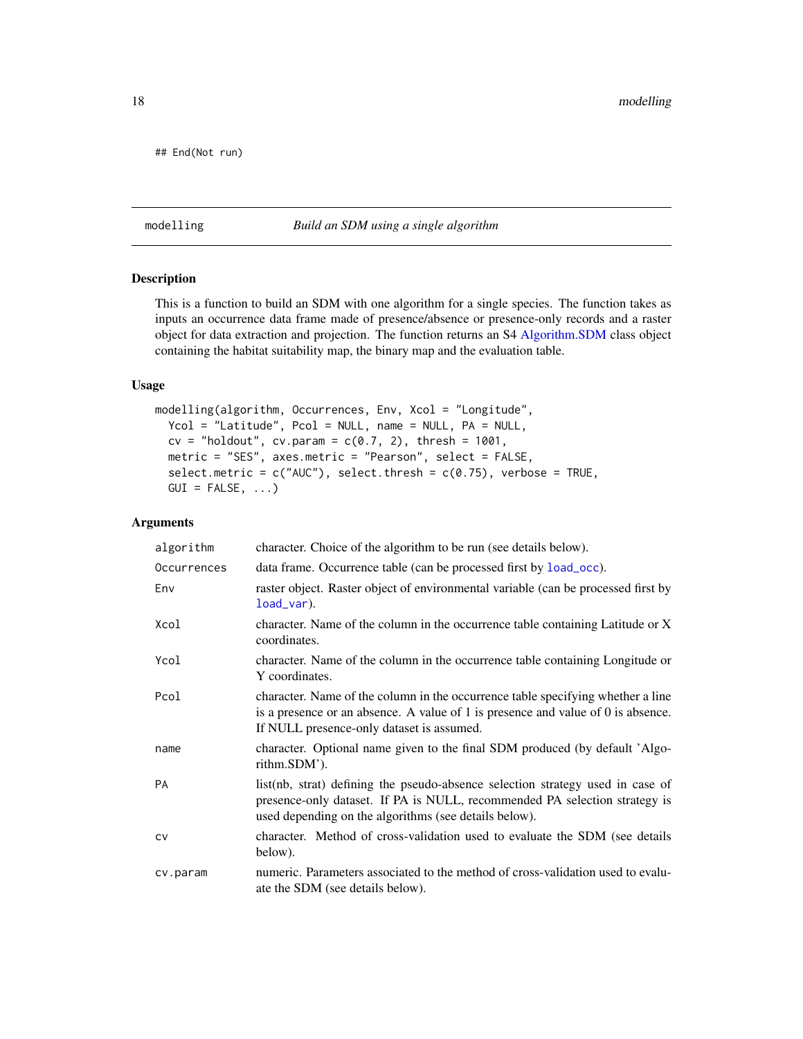```
## End(Not run)
```

---

modelling — *Build an SDM using a single algorithm*

---

### Description

This is a function to build an SDM with one algorithm for a single species. The function takes as inputs an occurrence data frame made of presence/absence or presence-only records and a raster object for data extraction and projection. The function returns an S4 Algorithm.SDM class object containing the habitat suitability map, the binary map and the evaluation table.

### Usage

```
modelling(algorithm, Occurrences, Env, Xcol = "Longitude",
  Ycol = "Latitude", Pcol = NULL, name = NULL, PA = NULL,
  cv = "holdout", cv.param = c(0.7, 2), thresh = 1001,
  metric = "SES", axes.metric = "Pearson", select = FALSE,
  select.metric = c("AUC"), select.thresh = c(0.75), verbose = TRUE,
  GUI = FALSE, ...)
```

### Arguments

| | |
|---|---|
| `algorithm` | character. Choice of the algorithm to be run (see details below). |
| `Occurrences` | data frame. Occurrence table (can be processed first by `load_occ`). |
| `Env` | raster object. Raster object of environmental variable (can be processed first by `load_var`). |
| `Xcol` | character. Name of the column in the occurrence table containing Latitude or X coordinates. |
| `Ycol` | character. Name of the column in the occurrence table containing Longitude or Y coordinates. |
| `Pcol` | character. Name of the column in the occurrence table specifying whether a line is a presence or an absence. A value of 1 is presence and value of 0 is absence. If NULL presence-only dataset is assumed. |
| `name` | character. Optional name given to the final SDM produced (by default 'Algorithm.SDM'). |
| `PA` | list(nb, strat) defining the pseudo-absence selection strategy used in case of presence-only dataset. If PA is NULL, recommended PA selection strategy is used depending on the algorithms (see details below). |
| `cv` | character. Method of cross-validation used to evaluate the SDM (see details below). |
| `cv.param` | numeric. Parameters associated to the method of cross-validation used to evaluate the SDM (see details below). |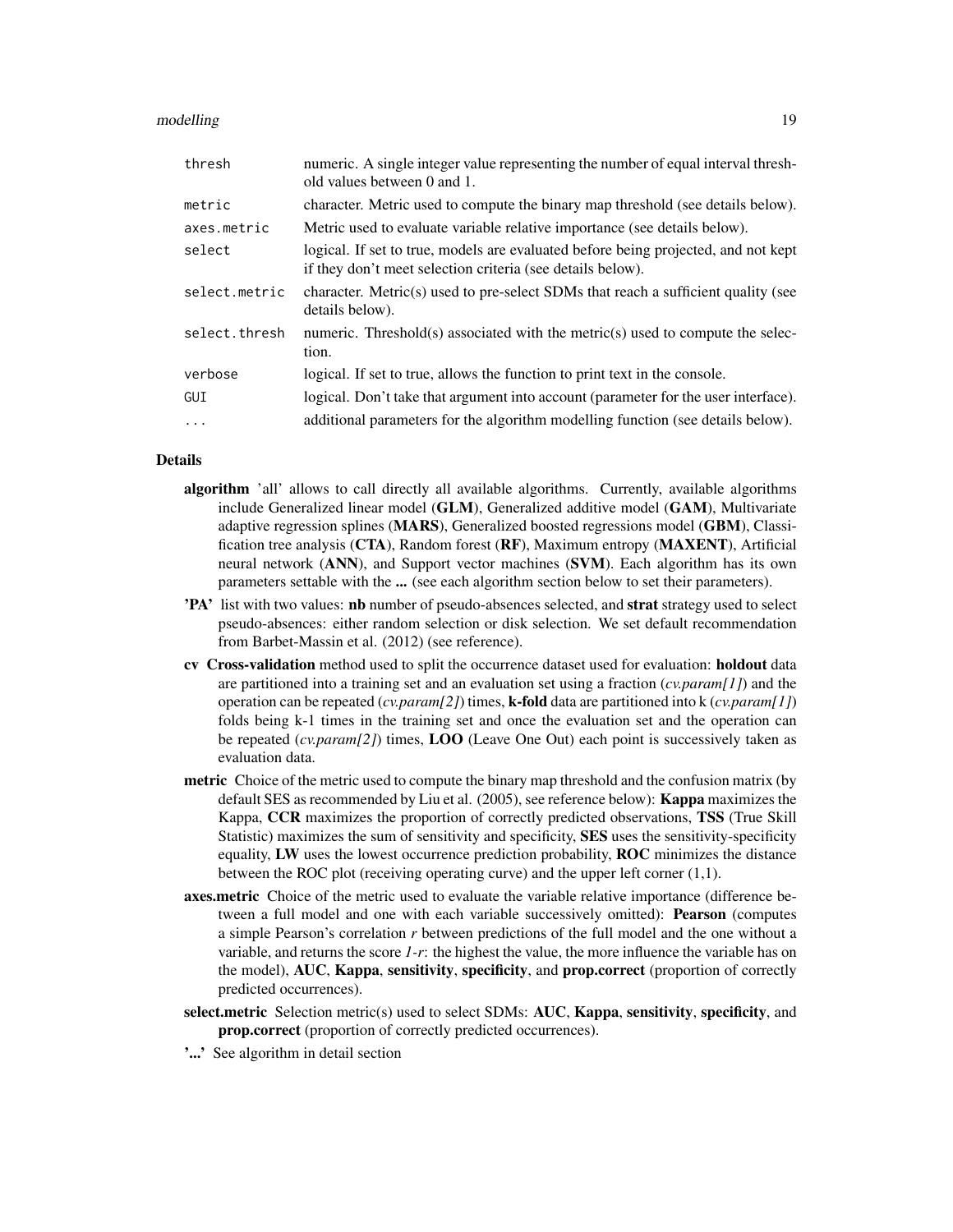| | |
|---|---|
| `thresh` | numeric. A single integer value representing the number of equal interval threshold values between 0 and 1. |
| `metric` | character. Metric used to compute the binary map threshold (see details below). |
| `axes.metric` | Metric used to evaluate variable relative importance (see details below). |
| `select` | logical. If set to true, models are evaluated before being projected, and not kept if they don't meet selection criteria (see details below). |
| `select.metric` | character. Metric(s) used to pre-select SDMs that reach a sufficient quality (see details below). |
| `select.thresh` | numeric. Threshold(s) associated with the metric(s) used to compute the selection. |
| `verbose` | logical. If set to true, allows the function to print text in the console. |
| `GUI` | logical. Don't take that argument into account (parameter for the user interface). |
| `...` | additional parameters for the algorithm modelling function (see details below). |

## Details

- **algorithm** 'all' allows to call directly all available algorithms. Currently, available algorithms include Generalized linear model (**GLM**), Generalized additive model (**GAM**), Multivariate adaptive regression splines (**MARS**), Generalized boosted regressions model (**GBM**), Classification tree analysis (**CTA**), Random forest (**RF**), Maximum entropy (**MAXENT**), Artificial neural network (**ANN**), and Support vector machines (**SVM**). Each algorithm has its own parameters settable with the **...** (see each algorithm section below to set their parameters).
- **'PA'** list with two values: **nb** number of pseudo-absences selected, and **strat** strategy used to select pseudo-absences: either random selection or disk selection. We set default recommendation from Barbet-Massin et al. (2012) (see reference).
- **cv** **Cross-validation** method used to split the occurrence dataset used for evaluation: **holdout** data are partitioned into a training set and an evaluation set using a fraction (*cv.param[1]*) and the operation can be repeated (*cv.param[2]*) times, **k-fold** data are partitioned into k (*cv.param[1]*) folds being k-1 times in the training set and once the evaluation set and the operation can be repeated (*cv.param[2]*) times, **LOO** (Leave One Out) each point is successively taken as evaluation data.
- **metric** Choice of the metric used to compute the binary map threshold and the confusion matrix (by default SES as recommended by Liu et al. (2005), see reference below): **Kappa** maximizes the Kappa, **CCR** maximizes the proportion of correctly predicted observations, **TSS** (True Skill Statistic) maximizes the sum of sensitivity and specificity, **SES** uses the sensitivity-specificity equality, **LW** uses the lowest occurrence prediction probability, **ROC** minimizes the distance between the ROC plot (receiving operating curve) and the upper left corner (1,1).
- **axes.metric** Choice of the metric used to evaluate the variable relative importance (difference between a full model and one with each variable successively omitted): **Pearson** (computes a simple Pearson's correlation $r$ between predictions of the full model and the one without a variable, and returns the score $1-r$: the highest the value, the more influence the variable has on the model), **AUC**, **Kappa**, **sensitivity**, **specificity**, and **prop.correct** (proportion of correctly predicted occurrences).
- **select.metric** Selection metric(s) used to select SDMs: **AUC**, **Kappa**, **sensitivity**, **specificity**, and **prop.correct** (proportion of correctly predicted occurrences).
- **'...'** See algorithm in detail section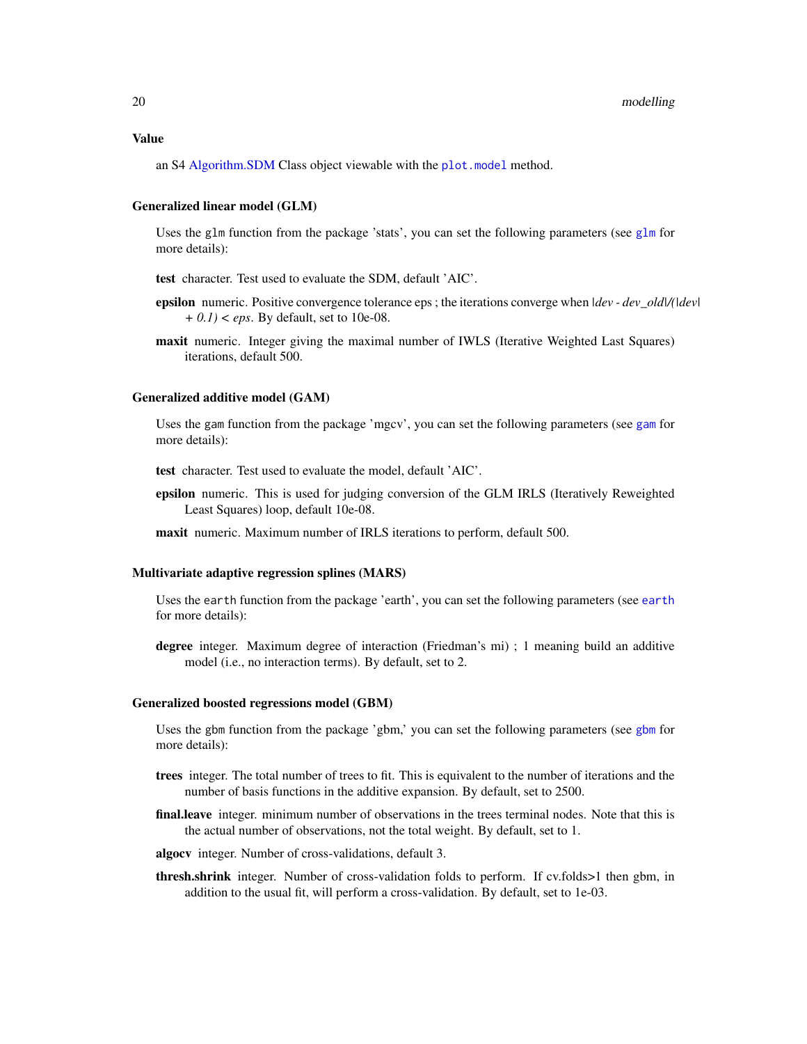### Value

an S4 Algorithm.SDM Class object viewable with the `plot.model` method.

### Generalized linear model (GLM)

Uses the `glm` function from the package 'stats', you can set the following parameters (see `glm` for more details):

**test** character. Test used to evaluate the SDM, default 'AIC'.

**epsilon** numeric. Positive convergence tolerance eps ; the iterations converge when $|dev - dev\_old|/(|dev| + 0.1) < eps$. By default, set to 10e-08.

**maxit** numeric. Integer giving the maximal number of IWLS (Iterative Weighted Last Squares) iterations, default 500.

### Generalized additive model (GAM)

Uses the `gam` function from the package 'mgcv', you can set the following parameters (see `gam` for more details):

**test** character. Test used to evaluate the model, default 'AIC'.

**epsilon** numeric. This is used for judging conversion of the GLM IRLS (Iteratively Reweighted Least Squares) loop, default 10e-08.

**maxit** numeric. Maximum number of IRLS iterations to perform, default 500.

### Multivariate adaptive regression splines (MARS)

Uses the `earth` function from the package 'earth', you can set the following parameters (see `earth` for more details):

**degree** integer. Maximum degree of interaction (Friedman's mi) ; 1 meaning build an additive model (i.e., no interaction terms). By default, set to 2.

### Generalized boosted regressions model (GBM)

Uses the `gbm` function from the package 'gbm,' you can set the following parameters (see `gbm` for more details):

**trees** integer. The total number of trees to fit. This is equivalent to the number of iterations and the number of basis functions in the additive expansion. By default, set to 2500.

**final.leave** integer. minimum number of observations in the trees terminal nodes. Note that this is the actual number of observations, not the total weight. By default, set to 1.

**algocv** integer. Number of cross-validations, default 3.

**thresh.shrink** integer. Number of cross-validation folds to perform. If cv.folds>1 then gbm, in addition to the usual fit, will perform a cross-validation. By default, set to 1e-03.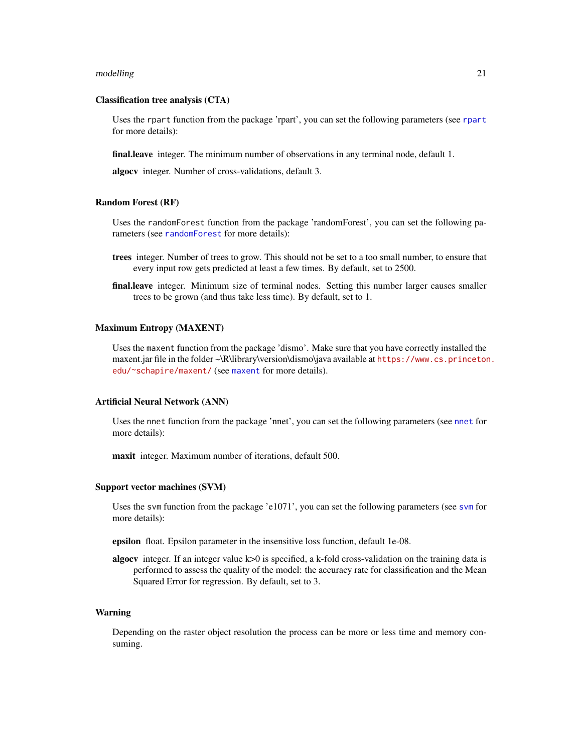### Classification tree analysis (CTA)

Uses the `rpart` function from the package 'rpart', you can set the following parameters (see `rpart` for more details):

**final.leave** integer. The minimum number of observations in any terminal node, default 1.

**algocv** integer. Number of cross-validations, default 3.

### Random Forest (RF)

Uses the `randomForest` function from the package 'randomForest', you can set the following parameters (see `randomForest` for more details):

**trees** integer. Number of trees to grow. This should not be set to a too small number, to ensure that every input row gets predicted at least a few times. By default, set to 2500.

**final.leave** integer. Minimum size of terminal nodes. Setting this number larger causes smaller trees to be grown (and thus take less time). By default, set to 1.

### Maximum Entropy (MAXENT)

Uses the `maxent` function from the package 'dismo'. Make sure that you have correctly installed the maxent.jar file in the folder ~\R\library\version\dismo\java available at https://www.cs.princeton.edu/~schapire/maxent/ (see `maxent` for more details).

### Artificial Neural Network (ANN)

Uses the `nnet` function from the package 'nnet', you can set the following parameters (see `nnet` for more details):

**maxit** integer. Maximum number of iterations, default 500.

### Support vector machines (SVM)

Uses the `svm` function from the package 'e1071', you can set the following parameters (see `svm` for more details):

**epsilon** float. Epsilon parameter in the insensitive loss function, default 1e-08.

**algocv** integer. If an integer value k>0 is specified, a k-fold cross-validation on the training data is performed to assess the quality of the model: the accuracy rate for classification and the Mean Squared Error for regression. By default, set to 3.

### Warning

Depending on the raster object resolution the process can be more or less time and memory consuming.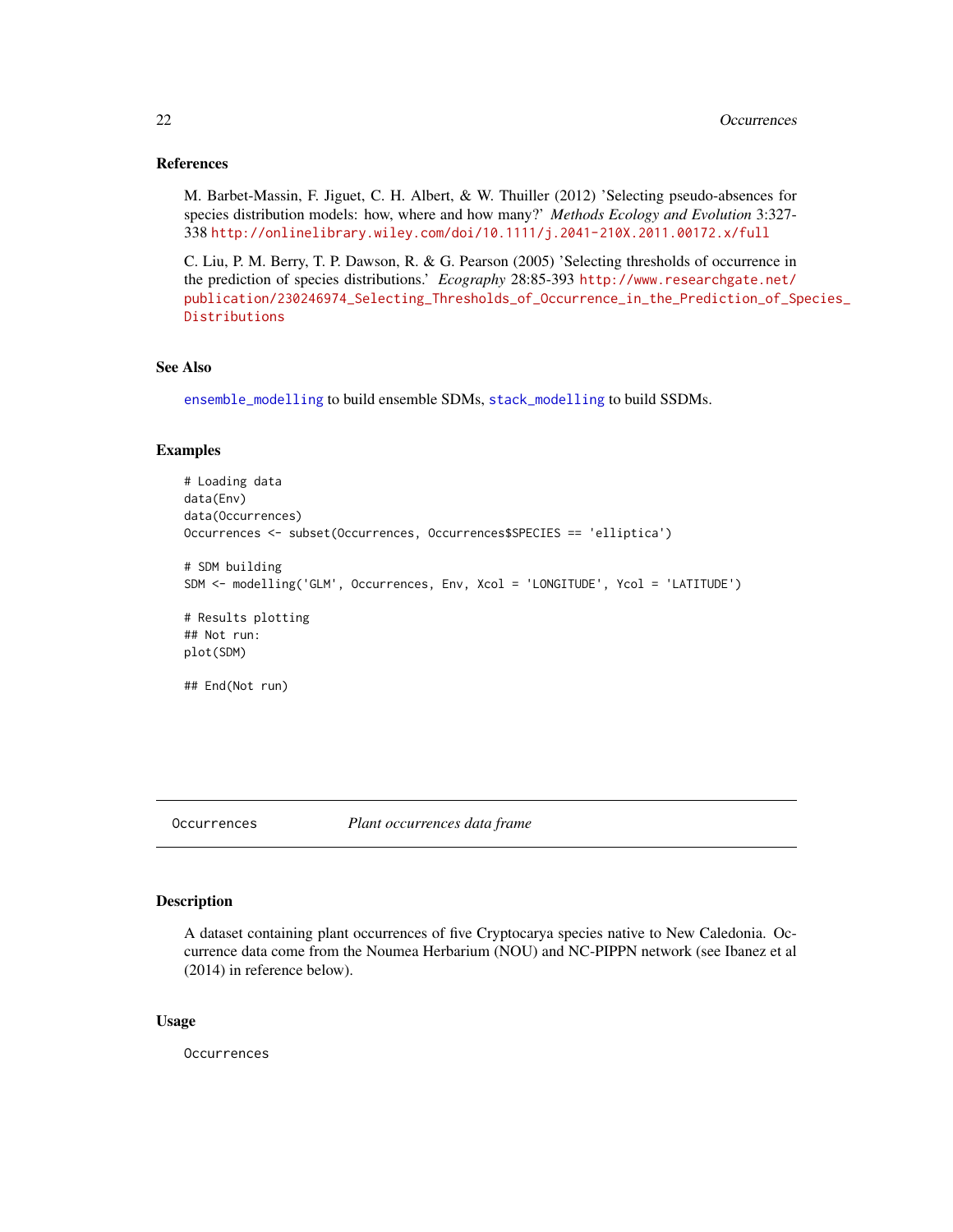## References

M. Barbet-Massin, F. Jiguet, C. H. Albert, & W. Thuiller (2012) 'Selecting pseudo-absences for species distribution models: how, where and how many?' *Methods Ecology and Evolution* 3:327-338 http://onlinelibrary.wiley.com/doi/10.1111/j.2041-210X.2011.00172.x/full

C. Liu, P. M. Berry, T. P. Dawson, R. & G. Pearson (2005) 'Selecting thresholds of occurrence in the prediction of species distributions.' *Ecography* 28:85-393 http://www.researchgate.net/publication/230246974_Selecting_Thresholds_of_Occurrence_in_the_Prediction_of_Species_Distributions

## See Also

`ensemble_modelling` to build ensemble SDMs, `stack_modelling` to build SSDMs.

## Examples

```
# Loading data
data(Env)
data(Occurrences)
Occurrences <- subset(Occurrences, Occurrences$SPECIES == 'elliptica')

# SDM building
SDM <- modelling('GLM', Occurrences, Env, Xcol = 'LONGITUDE', Ycol = 'LATITUDE')

# Results plotting
## Not run:
plot(SDM)

## End(Not run)
```

---

# Occurrences — *Plant occurrences data frame*

## Description

A dataset containing plant occurrences of five Cryptocarya species native to New Caledonia. Occurrence data come from the Noumea Herbarium (NOU) and NC-PIPPN network (see Ibanez et al (2014) in reference below).

## Usage

```
Occurrences
```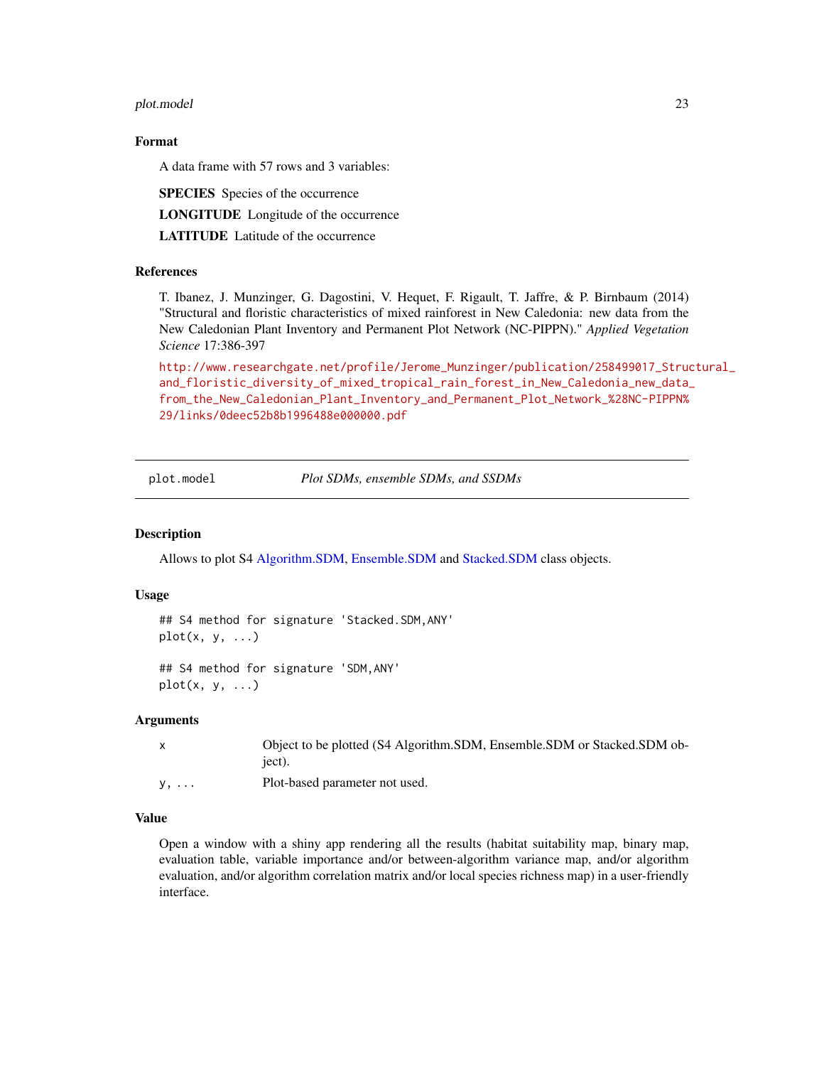## Format

A data frame with 57 rows and 3 variables:

**SPECIES** Species of the occurrence

**LONGITUDE** Longitude of the occurrence

**LATITUDE** Latitude of the occurrence

## References

T. Ibanez, J. Munzinger, G. Dagostini, V. Hequet, F. Rigault, T. Jaffre, & P. Birnbaum (2014) "Structural and floristic characteristics of mixed rainforest in New Caledonia: new data from the New Caledonian Plant Inventory and Permanent Plot Network (NC-PIPPN)." *Applied Vegetation Science* 17:386-397

http://www.researchgate.net/profile/Jerome_Munzinger/publication/258499017_Structural_and_floristic_diversity_of_mixed_tropical_rain_forest_in_New_Caledonia_new_data_from_the_New_Caledonian_Plant_Inventory_and_Permanent_Plot_Network_%28NC-PIPPN%29/links/0deec52b8b1996488e000000.pdf

---

# plot.model — *Plot SDMs, ensemble SDMs, and SSDMs*

## Description

Allows to plot S4 Algorithm.SDM, Ensemble.SDM and Stacked.SDM class objects.

## Usage

```
## S4 method for signature 'Stacked.SDM,ANY'
plot(x, y, ...)

## S4 method for signature 'SDM,ANY'
plot(x, y, ...)
```

## Arguments

| | |
|---|---|
| x | Object to be plotted (S4 Algorithm.SDM, Ensemble.SDM or Stacked.SDM object). |
| y, ... | Plot-based parameter not used. |

## Value

Open a window with a shiny app rendering all the results (habitat suitability map, binary map, evaluation table, variable importance and/or between-algorithm variance map, and/or algorithm evaluation, and/or algorithm correlation matrix and/or local species richness map) in a user-friendly interface.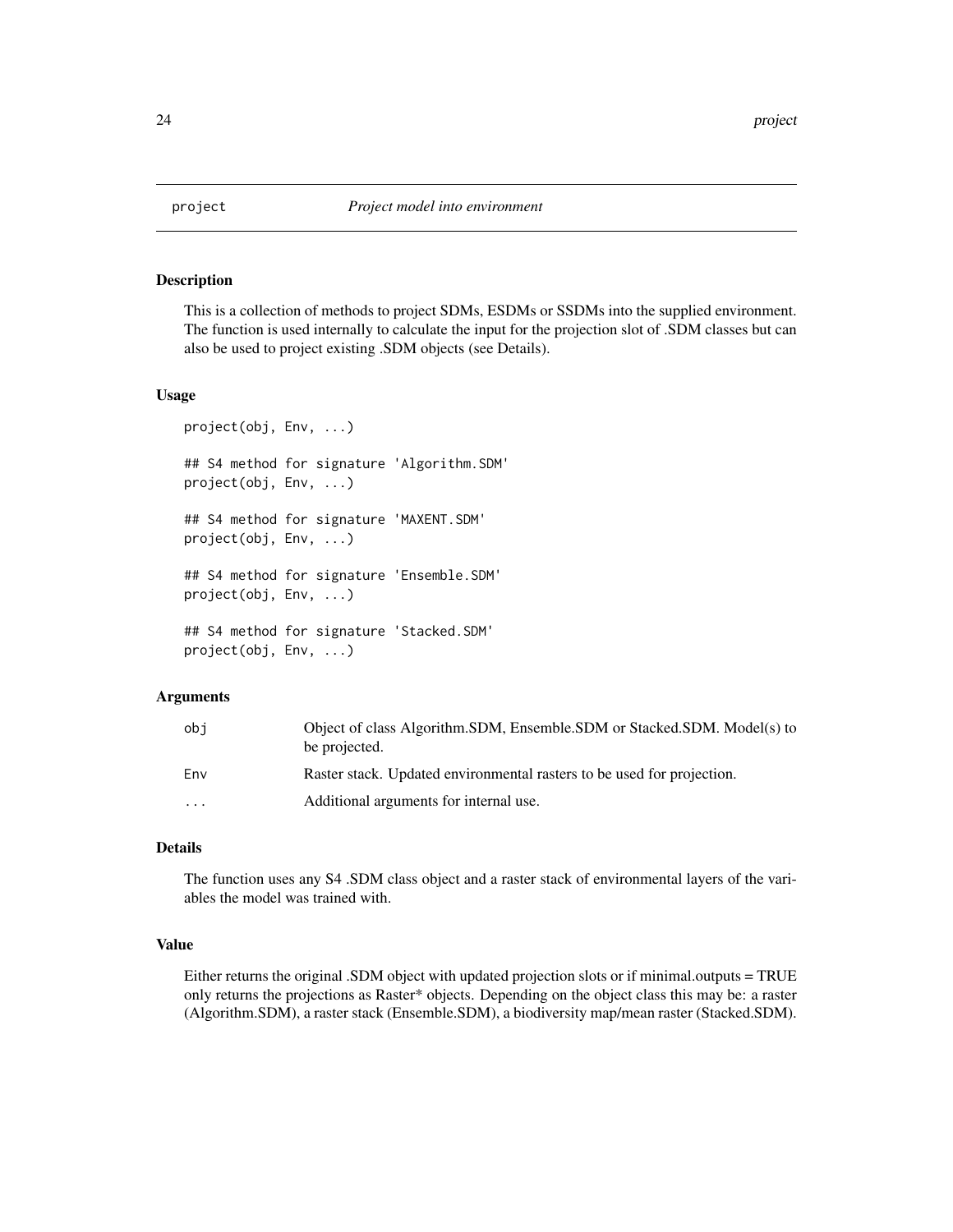# project *Project model into environment*

## Description

This is a collection of methods to project SDMs, ESDMs or SSDMs into the supplied environment. The function is used internally to calculate the input for the projection slot of .SDM classes but can also be used to project existing .SDM objects (see Details).

## Usage

```
project(obj, Env, ...)

## S4 method for signature 'Algorithm.SDM'
project(obj, Env, ...)

## S4 method for signature 'MAXENT.SDM'
project(obj, Env, ...)

## S4 method for signature 'Ensemble.SDM'
project(obj, Env, ...)

## S4 method for signature 'Stacked.SDM'
project(obj, Env, ...)
```

## Arguments

| | |
|---|---|
| `obj` | Object of class Algorithm.SDM, Ensemble.SDM or Stacked.SDM. Model(s) to be projected. |
| `Env` | Raster stack. Updated environmental rasters to be used for projection. |
| `...` | Additional arguments for internal use. |

## Details

The function uses any S4 .SDM class object and a raster stack of environmental layers of the variables the model was trained with.

## Value

Either returns the original .SDM object with updated projection slots or if minimal.outputs = TRUE only returns the projections as Raster* objects. Depending on the object class this may be: a raster (Algorithm.SDM), a raster stack (Ensemble.SDM), a biodiversity map/mean raster (Stacked.SDM).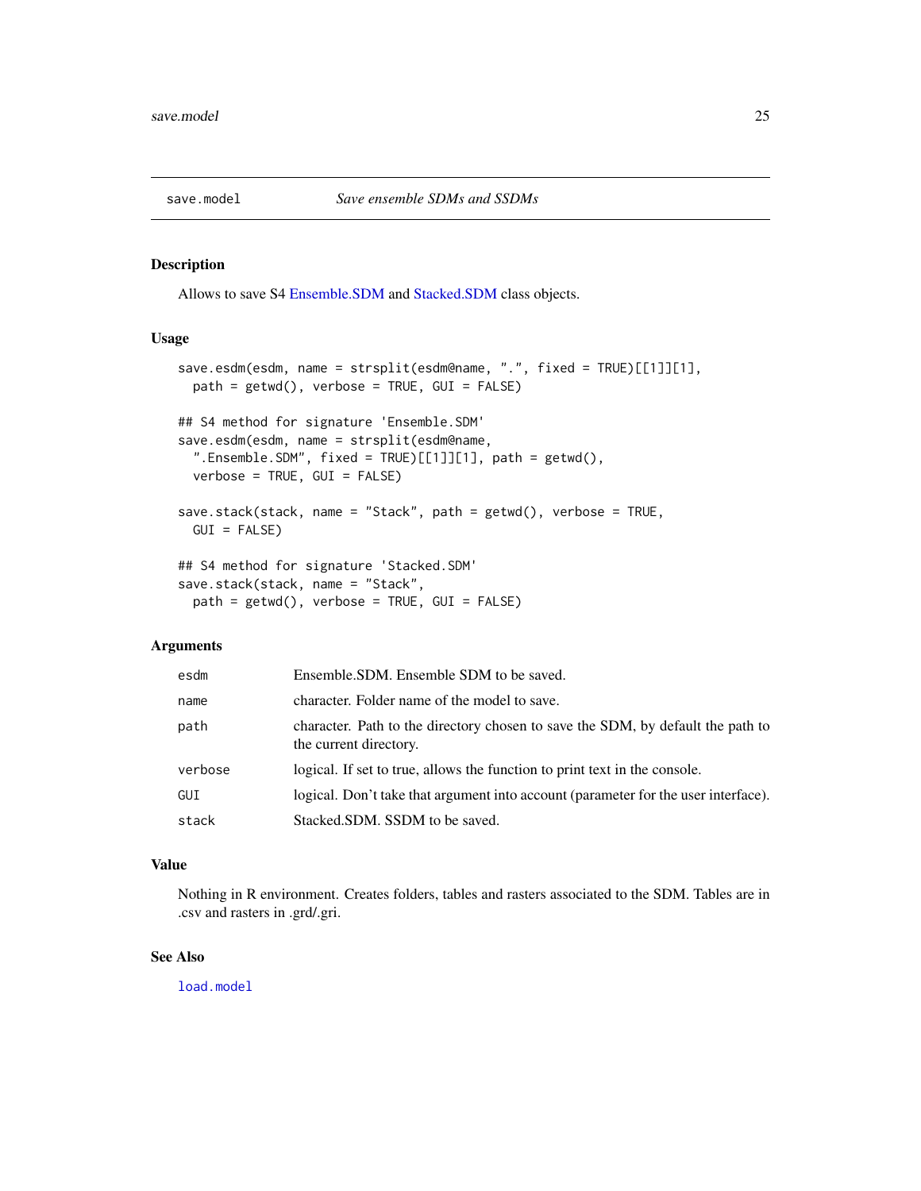## save.model — Save ensemble SDMs and SSDMs

### Description

Allows to save S4 Ensemble.SDM and Stacked.SDM class objects.

### Usage

```
save.esdm(esdm, name = strsplit(esdm@name, ".", fixed = TRUE)[[1]][1],
  path = getwd(), verbose = TRUE, GUI = FALSE)

## S4 method for signature 'Ensemble.SDM'
save.esdm(esdm, name = strsplit(esdm@name,
  ".Ensemble.SDM", fixed = TRUE)[[1]][1], path = getwd(),
  verbose = TRUE, GUI = FALSE)

save.stack(stack, name = "Stack", path = getwd(), verbose = TRUE,
  GUI = FALSE)

## S4 method for signature 'Stacked.SDM'
save.stack(stack, name = "Stack",
  path = getwd(), verbose = TRUE, GUI = FALSE)
```

### Arguments

| | |
|---|---|
| esdm | Ensemble.SDM. Ensemble SDM to be saved. |
| name | character. Folder name of the model to save. |
| path | character. Path to the directory chosen to save the SDM, by default the path to the current directory. |
| verbose | logical. If set to true, allows the function to print text in the console. |
| GUI | logical. Don't take that argument into account (parameter for the user interface). |
| stack | Stacked.SDM. SSDM to be saved. |

### Value

Nothing in R environment. Creates folders, tables and rasters associated to the SDM. Tables are in .csv and rasters in .grd/.gri.

### See Also

load.model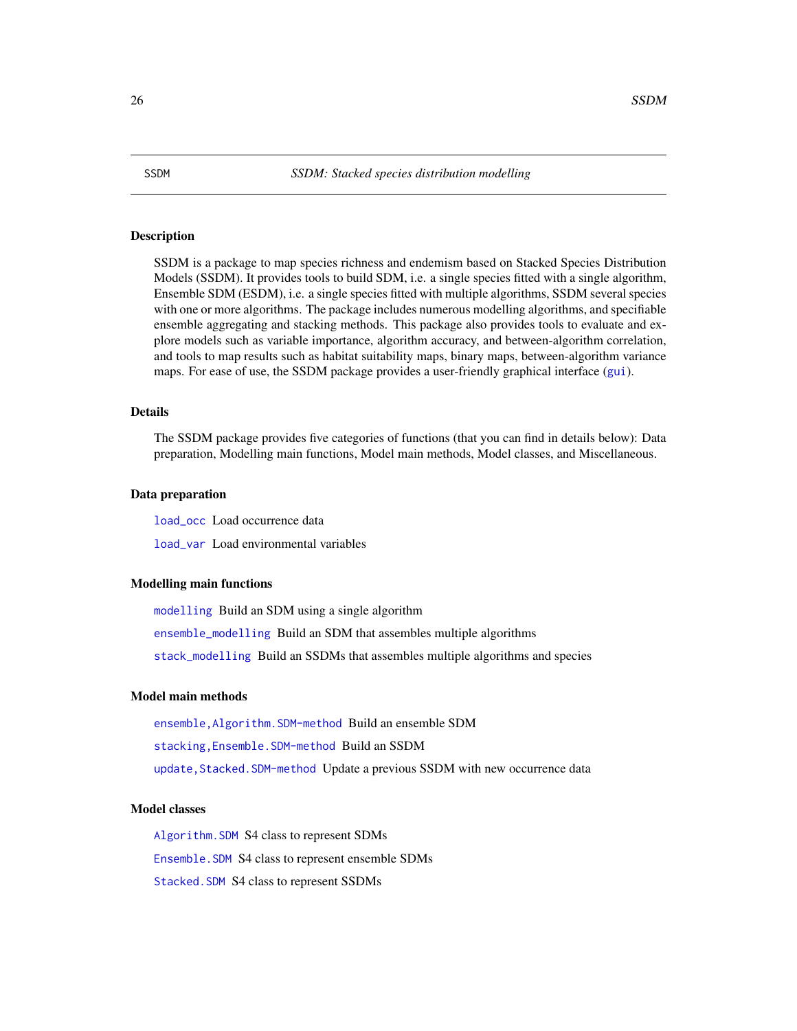SSDM *SSDM: Stacked species distribution modelling*

## Description

SSDM is a package to map species richness and endemism based on Stacked Species Distribution Models (SSDM). It provides tools to build SDM, i.e. a single species fitted with a single algorithm, Ensemble SDM (ESDM), i.e. a single species fitted with multiple algorithms, SSDM several species with one or more algorithms. The package includes numerous modelling algorithms, and specifiable ensemble aggregating and stacking methods. This package also provides tools to evaluate and explore models such as variable importance, algorithm accuracy, and between-algorithm correlation, and tools to map results such as habitat suitability maps, binary maps, between-algorithm variance maps. For ease of use, the SSDM package provides a user-friendly graphical interface (`gui`).

## Details

The SSDM package provides five categories of functions (that you can find in details below): Data preparation, Modelling main functions, Model main methods, Model classes, and Miscellaneous.

## Data preparation

`load_occ` Load occurrence data

`load_var` Load environmental variables

## Modelling main functions

`modelling` Build an SDM using a single algorithm

`ensemble_modelling` Build an SDM that assembles multiple algorithms

`stack_modelling` Build an SSDMs that assembles multiple algorithms and species

## Model main methods

`ensemble,Algorithm.SDM-method` Build an ensemble SDM

`stacking,Ensemble.SDM-method` Build an SSDM

`update,Stacked.SDM-method` Update a previous SSDM with new occurrence data

## Model classes

`Algorithm.SDM` S4 class to represent SDMs

`Ensemble.SDM` S4 class to represent ensemble SDMs

`Stacked.SDM` S4 class to represent SSDMs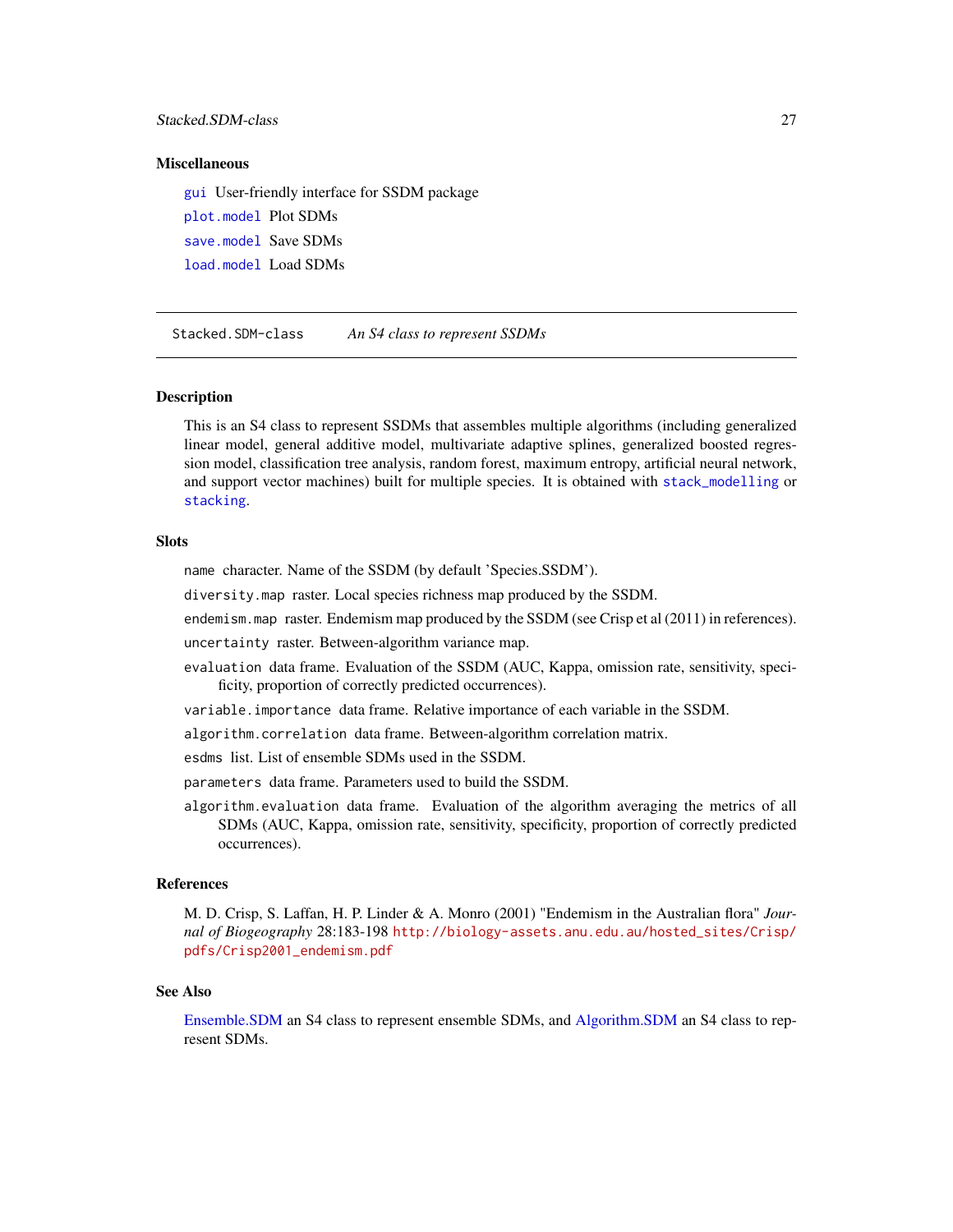### Miscellaneous

gui User-friendly interface for SSDM package

plot.model Plot SDMs

save.model Save SDMs

load.model Load SDMs

---

## Stacked.SDM-class *An S4 class to represent SSDMs*

---

### Description

This is an S4 class to represent SSDMs that assembles multiple algorithms (including generalized linear model, general additive model, multivariate adaptive splines, generalized boosted regression model, classification tree analysis, random forest, maximum entropy, artificial neural network, and support vector machines) built for multiple species. It is obtained with `stack_modelling` or `stacking`.

### Slots

`name` character. Name of the SSDM (by default 'Species.SSDM').

`diversity.map` raster. Local species richness map produced by the SSDM.

`endemism.map` raster. Endemism map produced by the SSDM (see Crisp et al (2011) in references).

`uncertainty` raster. Between-algorithm variance map.

`evaluation` data frame. Evaluation of the SSDM (AUC, Kappa, omission rate, sensitivity, specificity, proportion of correctly predicted occurrences).

`variable.importance` data frame. Relative importance of each variable in the SSDM.

`algorithm.correlation` data frame. Between-algorithm correlation matrix.

`esdms` list. List of ensemble SDMs used in the SSDM.

`parameters` data frame. Parameters used to build the SSDM.

`algorithm.evaluation` data frame. Evaluation of the algorithm averaging the metrics of all SDMs (AUC, Kappa, omission rate, sensitivity, specificity, proportion of correctly predicted occurrences).

### References

M. D. Crisp, S. Laffan, H. P. Linder & A. Monro (2001) "Endemism in the Australian flora" *Journal of Biogeography* 28:183-198 http://biology-assets.anu.edu.au/hosted_sites/Crisp/pdfs/Crisp2001_endemism.pdf

### See Also

Ensemble.SDM an S4 class to represent ensemble SDMs, and Algorithm.SDM an S4 class to represent SDMs.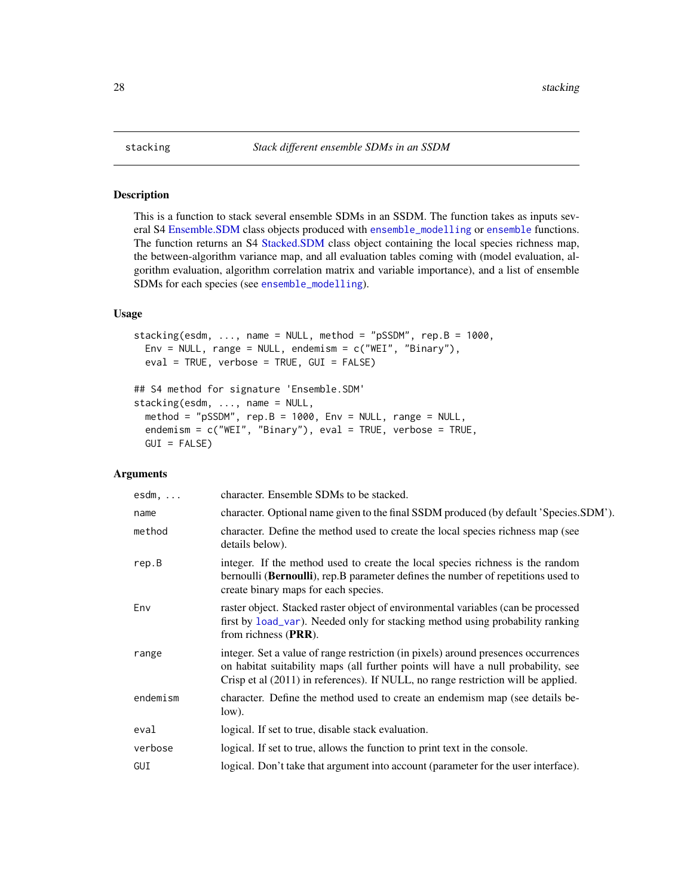stacking — *Stack different ensemble SDMs in an SSDM*

## Description

This is a function to stack several ensemble SDMs in an SSDM. The function takes as inputs several S4 Ensemble.SDM class objects produced with `ensemble_modelling` or `ensemble` functions. The function returns an S4 Stacked.SDM class object containing the local species richness map, the between-algorithm variance map, and all evaluation tables coming with (model evaluation, algorithm evaluation, algorithm correlation matrix and variable importance), and a list of ensemble SDMs for each species (see `ensemble_modelling`).

## Usage

```
stacking(esdm, ..., name = NULL, method = "pSSDM", rep.B = 1000,
  Env = NULL, range = NULL, endemism = c("WEI", "Binary"),
  eval = TRUE, verbose = TRUE, GUI = FALSE)

## S4 method for signature 'Ensemble.SDM'
stacking(esdm, ..., name = NULL,
  method = "pSSDM", rep.B = 1000, Env = NULL, range = NULL,
  endemism = c("WEI", "Binary"), eval = TRUE, verbose = TRUE,
  GUI = FALSE)
```

## Arguments

| Argument | Description |
|---|---|
| `esdm, ...` | character. Ensemble SDMs to be stacked. |
| `name` | character. Optional name given to the final SSDM produced (by default 'Species.SDM'). |
| `method` | character. Define the method used to create the local species richness map (see details below). |
| `rep.B` | integer. If the method used to create the local species richness is the random bernoulli (**Bernoulli**), rep.B parameter defines the number of repetitions used to create binary maps for each species. |
| `Env` | raster object. Stacked raster object of environmental variables (can be processed first by `load_var`). Needed only for stacking method using probability ranking from richness (**PRR**). |
| `range` | integer. Set a value of range restriction (in pixels) around presences occurrences on habitat suitability maps (all further points will have a null probability, see Crisp et al (2011) in references). If NULL, no range restriction will be applied. |
| `endemism` | character. Define the method used to create an endemism map (see details below). |
| `eval` | logical. If set to true, disable stack evaluation. |
| `verbose` | logical. If set to true, allows the function to print text in the console. |
| `GUI` | logical. Don't take that argument into account (parameter for the user interface). |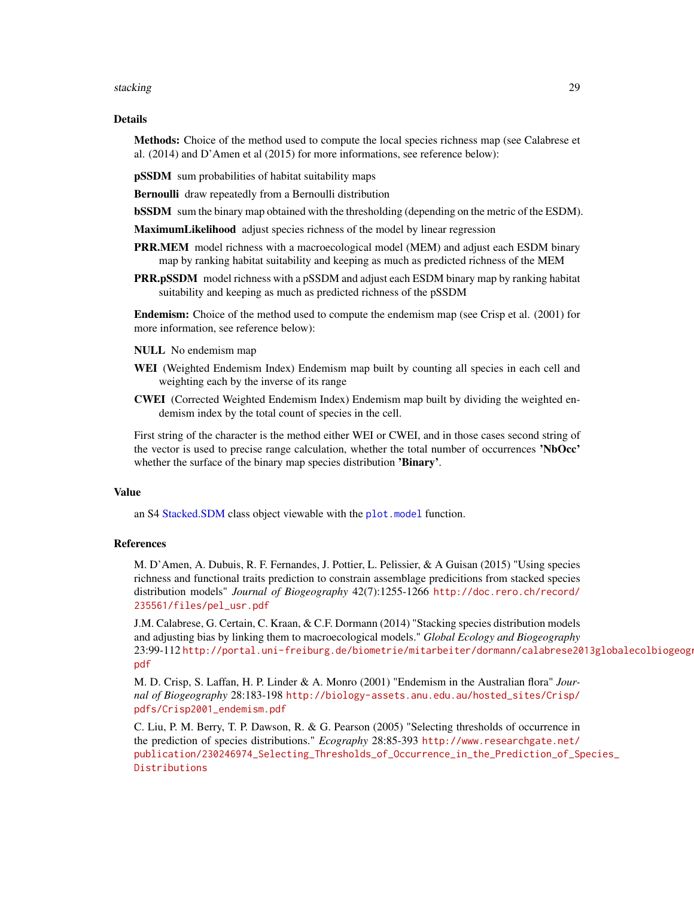## Details

**Methods:** Choice of the method used to compute the local species richness map (see Calabrese et al. (2014) and D'Amen et al (2015) for more informations, see reference below):

**pSSDM** sum probabilities of habitat suitability maps

**Bernoulli** draw repeatedly from a Bernoulli distribution

**bSSDM** sum the binary map obtained with the thresholding (depending on the metric of the ESDM).

**MaximumLikelihood** adjust species richness of the model by linear regression

**PRR.MEM** model richness with a macroecological model (MEM) and adjust each ESDM binary map by ranking habitat suitability and keeping as much as predicted richness of the MEM

**PRR.pSSDM** model richness with a pSSDM and adjust each ESDM binary map by ranking habitat suitability and keeping as much as predicted richness of the pSSDM

**Endemism:** Choice of the method used to compute the endemism map (see Crisp et al. (2001) for more information, see reference below):

**NULL** No endemism map

**WEI** (Weighted Endemism Index) Endemism map built by counting all species in each cell and weighting each by the inverse of its range

**CWEI** (Corrected Weighted Endemism Index) Endemism map built by dividing the weighted endemism index by the total count of species in the cell.

First string of the character is the method either WEI or CWEI, and in those cases second string of the vector is used to precise range calculation, whether the total number of occurrences **'NbOcc'** whether the surface of the binary map species distribution **'Binary'**.

## Value

an S4 Stacked.SDM class object viewable with the `plot.model` function.

## References

M. D'Amen, A. Dubuis, R. F. Fernandes, J. Pottier, L. Pelissier, & A Guisan (2015) "Using species richness and functional traits prediction to constrain assemblage predicitions from stacked species distribution models" *Journal of Biogeography* 42(7):1255-1266 http://doc.rero.ch/record/235561/files/pel_usr.pdf

J.M. Calabrese, G. Certain, C. Kraan, & C.F. Dormann (2014) "Stacking species distribution models and adjusting bias by linking them to macroecological models." *Global Ecology and Biogeography* 23:99-112 http://portal.uni-freiburg.de/biometrie/mitarbeiter/dormann/calabrese2013globalecolbiogeogr.pdf

M. D. Crisp, S. Laffan, H. P. Linder & A. Monro (2001) "Endemism in the Australian flora" *Journal of Biogeography* 28:183-198 http://biology-assets.anu.edu.au/hosted_sites/Crisp/pdfs/Crisp2001_endemism.pdf

C. Liu, P. M. Berry, T. P. Dawson, R. & G. Pearson (2005) "Selecting thresholds of occurrence in the prediction of species distributions." *Ecography* 28:85-393 http://www.researchgate.net/publication/230246974_Selecting_Thresholds_of_Occurrence_in_the_Prediction_of_Species_Distributions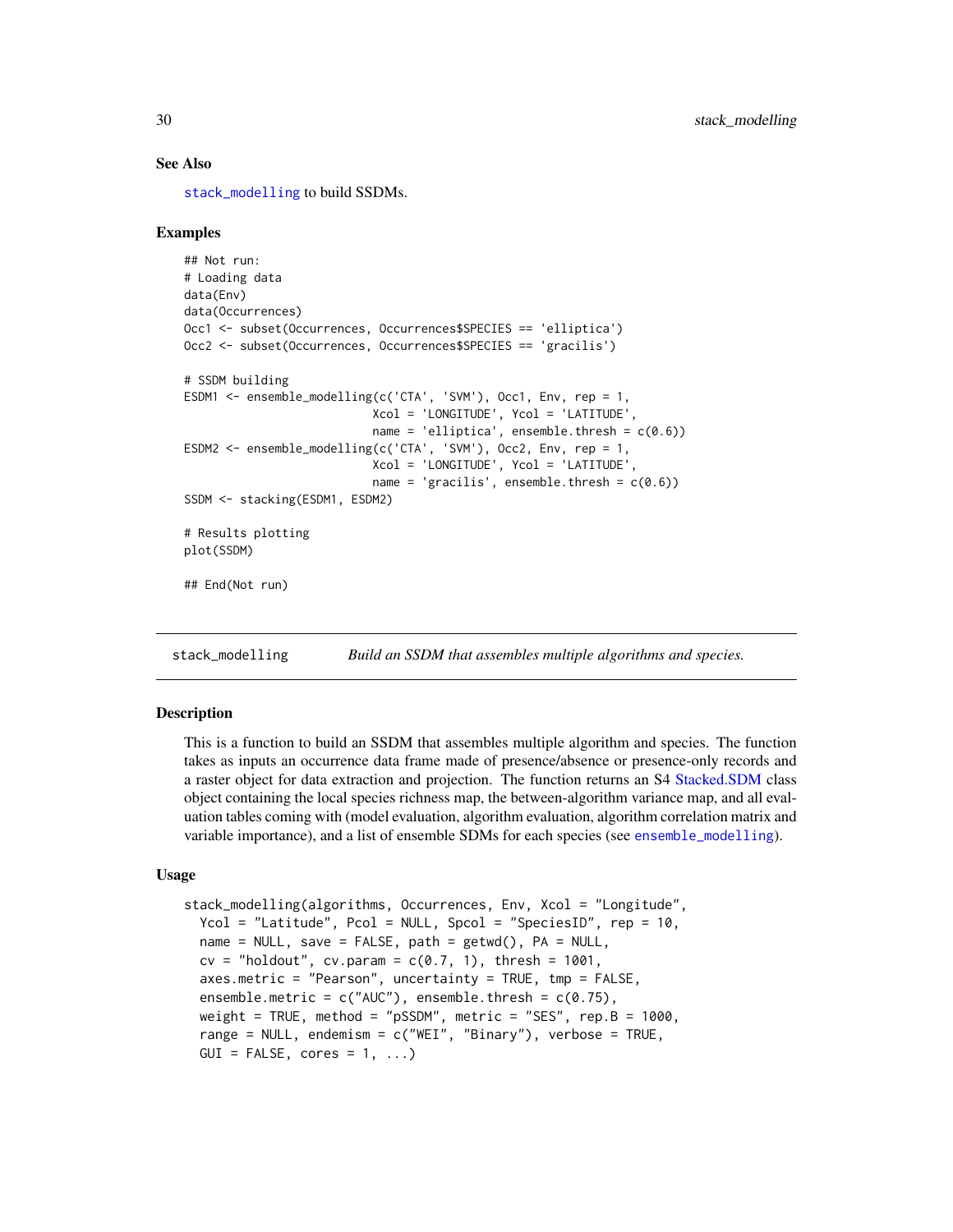### See Also

stack_modelling to build SSDMs.

### Examples

```
## Not run:
# Loading data
data(Env)
data(Occurrences)
Occ1 <- subset(Occurrences, Occurrences$SPECIES == 'elliptica')
Occ2 <- subset(Occurrences, Occurrences$SPECIES == 'gracilis')

# SSDM building
ESDM1 <- ensemble_modelling(c('CTA', 'SVM'), Occ1, Env, rep = 1,
                            Xcol = 'LONGITUDE', Ycol = 'LATITUDE',
                            name = 'elliptica', ensemble.thresh = c(0.6))
ESDM2 <- ensemble_modelling(c('CTA', 'SVM'), Occ2, Env, rep = 1,
                            Xcol = 'LONGITUDE', Ycol = 'LATITUDE',
                            name = 'gracilis', ensemble.thresh = c(0.6))
SSDM <- stacking(ESDM1, ESDM2)

# Results plotting
plot(SSDM)

## End(Not run)
```

---

## stack_modelling *Build an SSDM that assembles multiple algorithms and species.*

### Description

This is a function to build an SSDM that assembles multiple algorithm and species. The function takes as inputs an occurrence data frame made of presence/absence or presence-only records and a raster object for data extraction and projection. The function returns an S4 Stacked.SDM class object containing the local species richness map, the between-algorithm variance map, and all evaluation tables coming with (model evaluation, algorithm evaluation, algorithm correlation matrix and variable importance), and a list of ensemble SDMs for each species (see ensemble_modelling).

### Usage

```
stack_modelling(algorithms, Occurrences, Env, Xcol = "Longitude",
  Ycol = "Latitude", Pcol = NULL, Spcol = "SpeciesID", rep = 10,
  name = NULL, save = FALSE, path = getwd(), PA = NULL,
  cv = "holdout", cv.param = c(0.7, 1), thresh = 1001,
  axes.metric = "Pearson", uncertainty = TRUE, tmp = FALSE,
  ensemble.metric = c("AUC"), ensemble.thresh = c(0.75),
  weight = TRUE, method = "pSSDM", metric = "SES", rep.B = 1000,
  range = NULL, endemism = c("WEI", "Binary"), verbose = TRUE,
  GUI = FALSE, cores = 1, ...)
```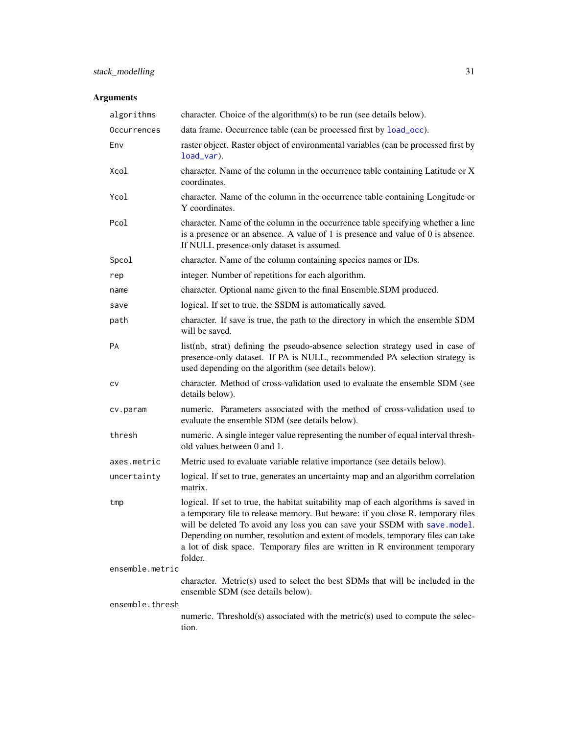## Arguments

| | |
|---|---|
| `algorithms` | character. Choice of the algorithm(s) to be run (see details below). |
| `Occurrences` | data frame. Occurrence table (can be processed first by `load_occ`). |
| `Env` | raster object. Raster object of environmental variables (can be processed first by `load_var`). |
| `Xcol` | character. Name of the column in the occurrence table containing Latitude or X coordinates. |
| `Ycol` | character. Name of the column in the occurrence table containing Longitude or Y coordinates. |
| `Pcol` | character. Name of the column in the occurrence table specifying whether a line is a presence or an absence. A value of 1 is presence and value of 0 is absence. If NULL presence-only dataset is assumed. |
| `Spcol` | character. Name of the column containing species names or IDs. |
| `rep` | integer. Number of repetitions for each algorithm. |
| `name` | character. Optional name given to the final Ensemble.SDM produced. |
| `save` | logical. If set to true, the SSDM is automatically saved. |
| `path` | character. If save is true, the path to the directory in which the ensemble SDM will be saved. |
| `PA` | list(nb, strat) defining the pseudo-absence selection strategy used in case of presence-only dataset. If PA is NULL, recommended PA selection strategy is used depending on the algorithm (see details below). |
| `cv` | character. Method of cross-validation used to evaluate the ensemble SDM (see details below). |
| `cv.param` | numeric. Parameters associated with the method of cross-validation used to evaluate the ensemble SDM (see details below). |
| `thresh` | numeric. A single integer value representing the number of equal interval threshold values between 0 and 1. |
| `axes.metric` | Metric used to evaluate variable relative importance (see details below). |
| `uncertainty` | logical. If set to true, generates an uncertainty map and an algorithm correlation matrix. |
| `tmp` | logical. If set to true, the habitat suitability map of each algorithms is saved in a temporary file to release memory. But beware: if you close R, temporary files will be deleted To avoid any loss you can save your SSDM with `save.model`. Depending on number, resolution and extent of models, temporary files can take a lot of disk space. Temporary files are written in R environment temporary folder. |
| `ensemble.metric` | character. Metric(s) used to select the best SDMs that will be included in the ensemble SDM (see details below). |
| `ensemble.thresh` | numeric. Threshold(s) associated with the metric(s) used to compute the selection. |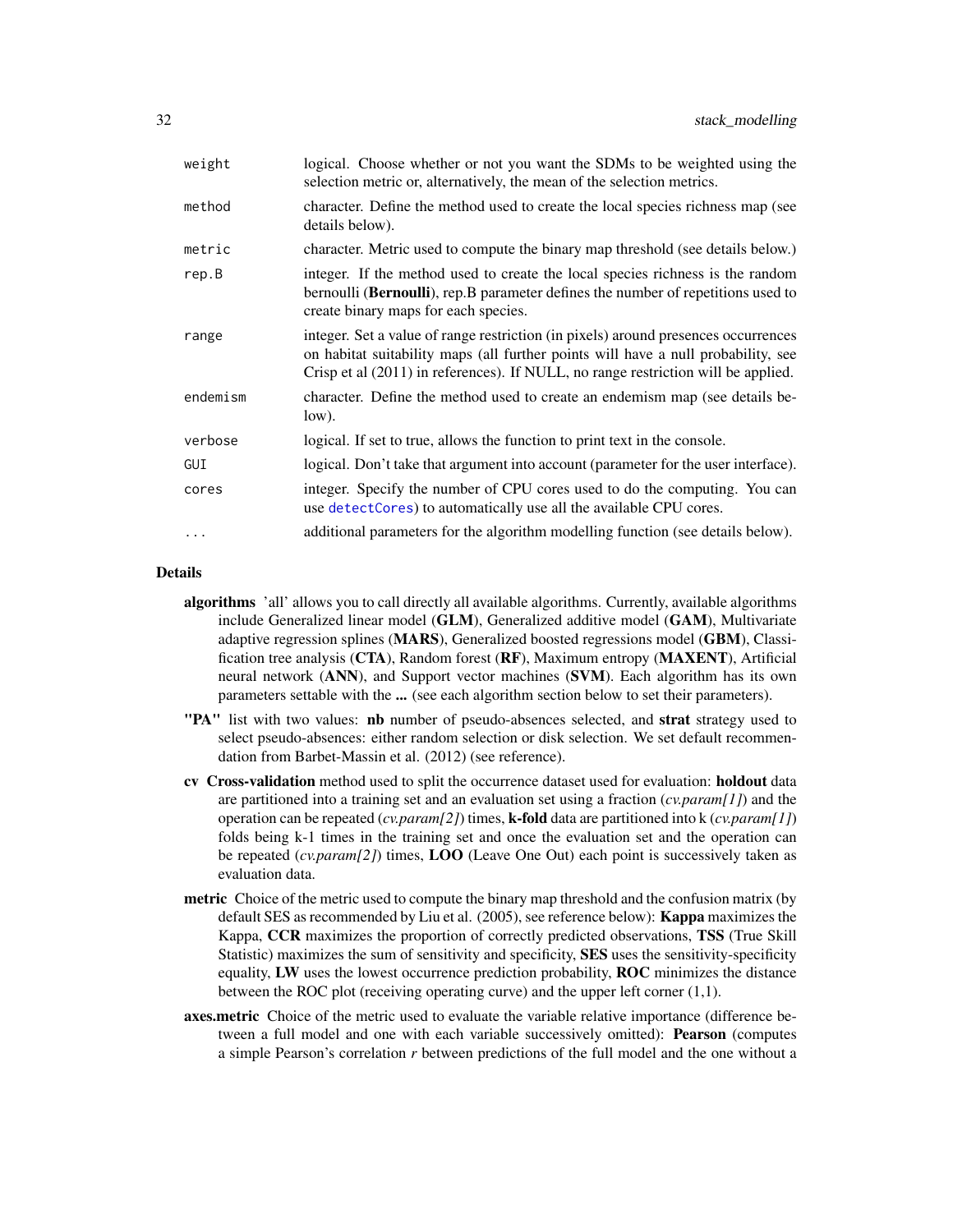| | |
|---|---|
| `weight` | logical. Choose whether or not you want the SDMs to be weighted using the selection metric or, alternatively, the mean of the selection metrics. |
| `method` | character. Define the method used to create the local species richness map (see details below). |
| `metric` | character. Metric used to compute the binary map threshold (see details below.) |
| `rep.B` | integer. If the method used to create the local species richness is the random bernoulli (**Bernoulli**), rep.B parameter defines the number of repetitions used to create binary maps for each species. |
| `range` | integer. Set a value of range restriction (in pixels) around presences occurrences on habitat suitability maps (all further points will have a null probability, see Crisp et al (2011) in references). If NULL, no range restriction will be applied. |
| `endemism` | character. Define the method used to create an endemism map (see details below). |
| `verbose` | logical. If set to true, allows the function to print text in the console. |
| `GUI` | logical. Don't take that argument into account (parameter for the user interface). |
| `cores` | integer. Specify the number of CPU cores used to do the computing. You can use `detectCores`) to automatically use all the available CPU cores. |
| `...` | additional parameters for the algorithm modelling function (see details below). |

## Details

- **algorithms** 'all' allows you to call directly all available algorithms. Currently, available algorithms include Generalized linear model (**GLM**), Generalized additive model (**GAM**), Multivariate adaptive regression splines (**MARS**), Generalized boosted regressions model (**GBM**), Classification tree analysis (**CTA**), Random forest (**RF**), Maximum entropy (**MAXENT**), Artificial neural network (**ANN**), and Support vector machines (**SVM**). Each algorithm has its own parameters settable with the **...** (see each algorithm section below to set their parameters).
- **"PA"** list with two values: **nb** number of pseudo-absences selected, and **strat** strategy used to select pseudo-absences: either random selection or disk selection. We set default recommendation from Barbet-Massin et al. (2012) (see reference).
- **cv** **Cross-validation** method used to split the occurrence dataset used for evaluation: **holdout** data are partitioned into a training set and an evaluation set using a fraction (*cv.param[1]*) and the operation can be repeated (*cv.param[2]*) times, **k-fold** data are partitioned into k (*cv.param[1]*) folds being k-1 times in the training set and once the evaluation set and the operation can be repeated (*cv.param[2]*) times, **LOO** (Leave One Out) each point is successively taken as evaluation data.
- **metric** Choice of the metric used to compute the binary map threshold and the confusion matrix (by default SES as recommended by Liu et al. (2005), see reference below): **Kappa** maximizes the Kappa, **CCR** maximizes the proportion of correctly predicted observations, **TSS** (True Skill Statistic) maximizes the sum of sensitivity and specificity, **SES** uses the sensitivity-specificity equality, **LW** uses the lowest occurrence prediction probability, **ROC** minimizes the distance between the ROC plot (receiving operating curve) and the upper left corner (1,1).
- **axes.metric** Choice of the metric used to evaluate the variable relative importance (difference between a full model and one with each variable successively omitted): **Pearson** (computes a simple Pearson's correlation *r* between predictions of the full model and the one without a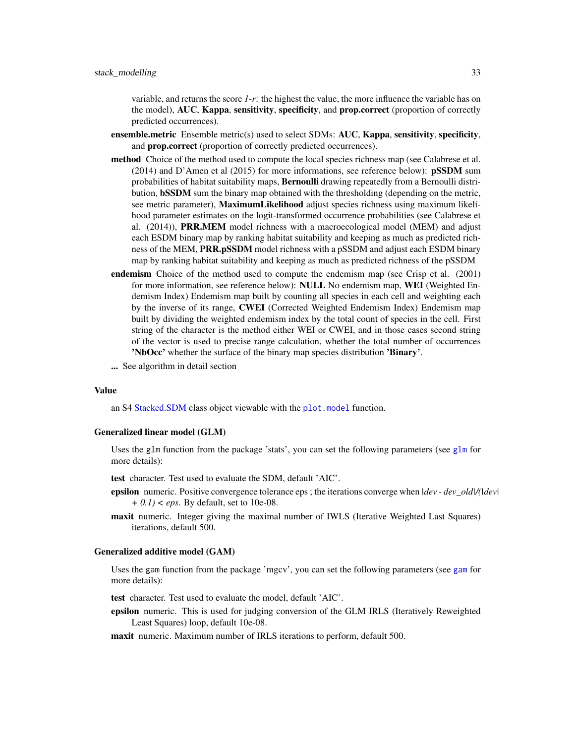variable, and returns the score *1-r*: the highest the value, the more influence the variable has on the model), **AUC**, **Kappa**, **sensitivity**, **specificity**, and **prop.correct** (proportion of correctly predicted occurrences).

**ensemble.metric** Ensemble metric(s) used to select SDMs: **AUC**, **Kappa**, **sensitivity**, **specificity**, and **prop.correct** (proportion of correctly predicted occurrences).

**method** Choice of the method used to compute the local species richness map (see Calabrese et al. (2014) and D'Amen et al (2015) for more informations, see reference below): **pSSDM** sum probabilities of habitat suitability maps, **Bernoulli** drawing repeatedly from a Bernoulli distribution, **bSSDM** sum the binary map obtained with the thresholding (depending on the metric, see metric parameter), **MaximumLikelihood** adjust species richness using maximum likelihood parameter estimates on the logit-transformed occurrence probabilities (see Calabrese et al. (2014)), **PRR.MEM** model richness with a macroecological model (MEM) and adjust each ESDM binary map by ranking habitat suitability and keeping as much as predicted richness of the MEM, **PRR.pSSDM** model richness with a pSSDM and adjust each ESDM binary map by ranking habitat suitability and keeping as much as predicted richness of the pSSDM

**endemism** Choice of the method used to compute the endemism map (see Crisp et al. (2001) for more information, see reference below): **NULL** No endemism map, **WEI** (Weighted Endemism Index) Endemism map built by counting all species in each cell and weighting each by the inverse of its range, **CWEI** (Corrected Weighted Endemism Index) Endemism map built by dividing the weighted endemism index by the total count of species in the cell. First string of the character is the method either WEI or CWEI, and in those cases second string of the vector is used to precise range calculation, whether the total number of occurrences **'NbOcc'** whether the surface of the binary map species distribution **'Binary'**.

**...** See algorithm in detail section

## Value

an S4 Stacked.SDM class object viewable with the `plot.model` function.

## Generalized linear model (GLM)

Uses the `glm` function from the package 'stats', you can set the following parameters (see `glm` for more details):

**test** character. Test used to evaluate the SDM, default 'AIC'.

**epsilon** numeric. Positive convergence tolerance eps ; the iterations converge when *|dev - dev_old|/(|dev| + 0.1) < eps*. By default, set to 10e-08.

**maxit** numeric. Integer giving the maximal number of IWLS (Iterative Weighted Last Squares) iterations, default 500.

## Generalized additive model (GAM)

Uses the `gam` function from the package 'mgcv', you can set the following parameters (see `gam` for more details):

**test** character. Test used to evaluate the model, default 'AIC'.

**epsilon** numeric. This is used for judging conversion of the GLM IRLS (Iteratively Reweighted Least Squares) loop, default 10e-08.

**maxit** numeric. Maximum number of IRLS iterations to perform, default 500.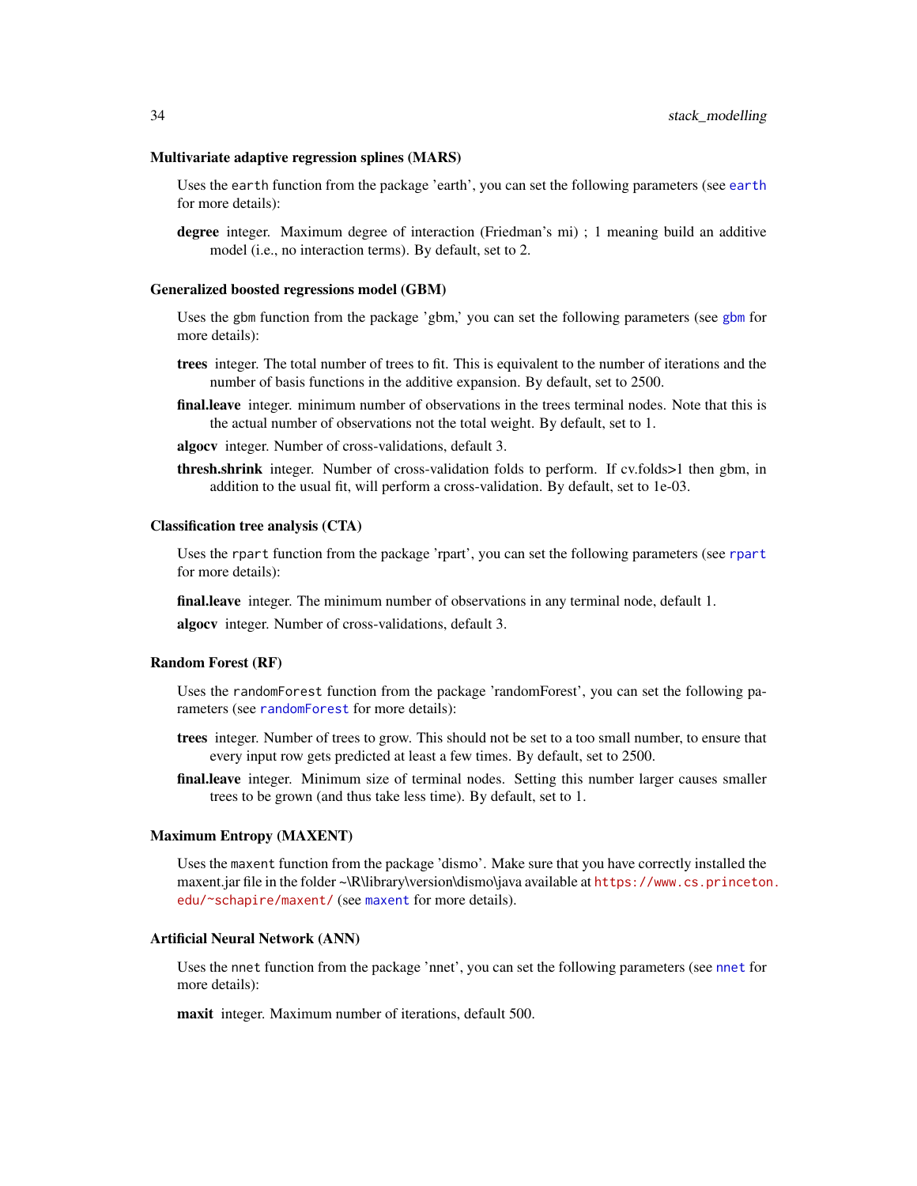### Multivariate adaptive regression splines (MARS)

Uses the `earth` function from the package 'earth', you can set the following parameters (see `earth` for more details):

**degree** integer. Maximum degree of interaction (Friedman's mi) ; 1 meaning build an additive model (i.e., no interaction terms). By default, set to 2.

### Generalized boosted regressions model (GBM)

Uses the `gbm` function from the package 'gbm,' you can set the following parameters (see `gbm` for more details):

**trees** integer. The total number of trees to fit. This is equivalent to the number of iterations and the number of basis functions in the additive expansion. By default, set to 2500.

**final.leave** integer. minimum number of observations in the trees terminal nodes. Note that this is the actual number of observations not the total weight. By default, set to 1.

**algocv** integer. Number of cross-validations, default 3.

**thresh.shrink** integer. Number of cross-validation folds to perform. If cv.folds>1 then gbm, in addition to the usual fit, will perform a cross-validation. By default, set to 1e-03.

### Classification tree analysis (CTA)

Uses the `rpart` function from the package 'rpart', you can set the following parameters (see `rpart` for more details):

**final.leave** integer. The minimum number of observations in any terminal node, default 1.

**algocv** integer. Number of cross-validations, default 3.

### Random Forest (RF)

Uses the `randomForest` function from the package 'randomForest', you can set the following parameters (see `randomForest` for more details):

**trees** integer. Number of trees to grow. This should not be set to a too small number, to ensure that every input row gets predicted at least a few times. By default, set to 2500.

**final.leave** integer. Minimum size of terminal nodes. Setting this number larger causes smaller trees to be grown (and thus take less time). By default, set to 1.

### Maximum Entropy (MAXENT)

Uses the `maxent` function from the package 'dismo'. Make sure that you have correctly installed the maxent.jar file in the folder ~\R\library\version\dismo\java available at https://www.cs.princeton.edu/~schapire/maxent/ (see `maxent` for more details).

### Artificial Neural Network (ANN)

Uses the `nnet` function from the package 'nnet', you can set the following parameters (see `nnet` for more details):

**maxit** integer. Maximum number of iterations, default 500.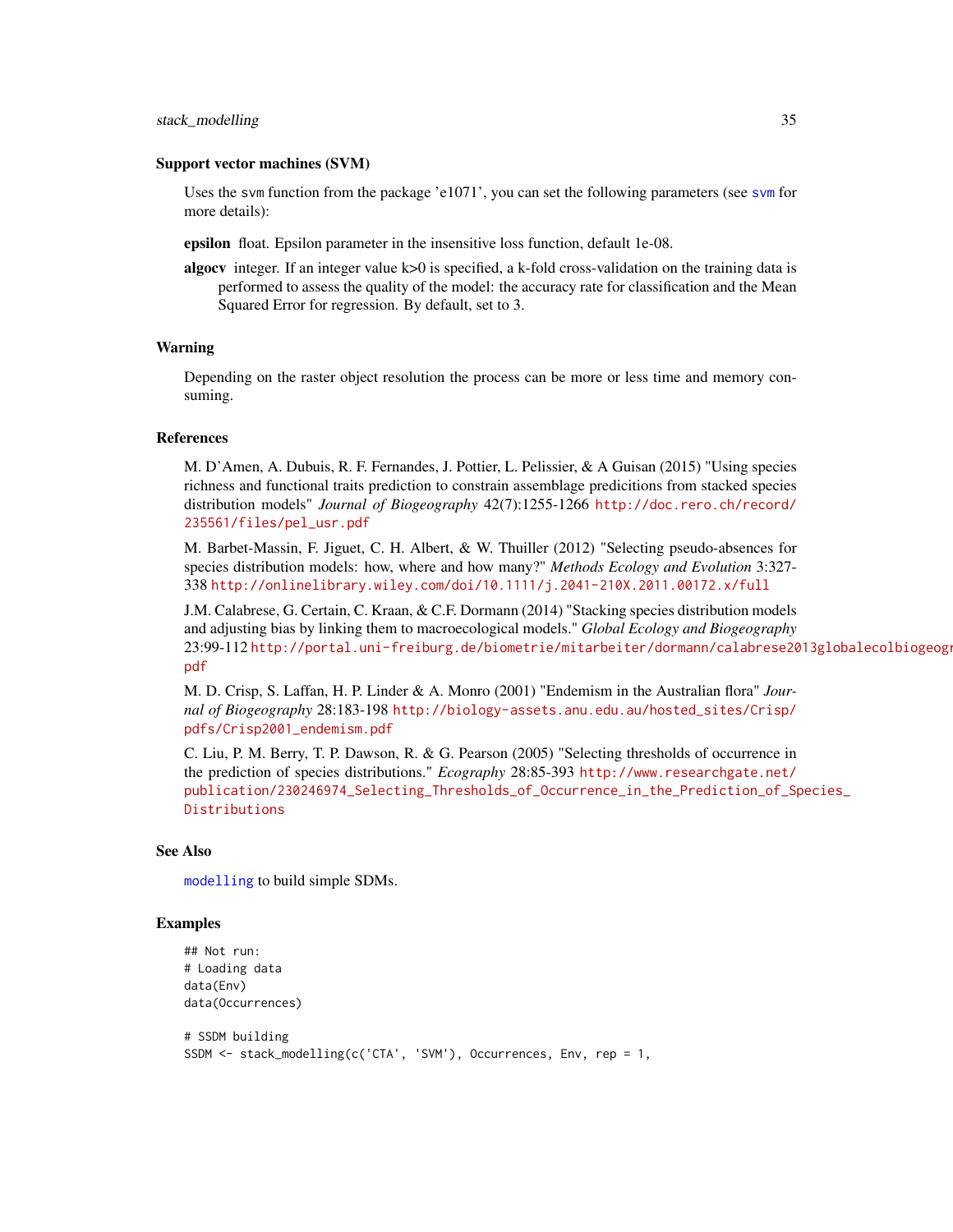### Support vector machines (SVM)

Uses the svm function from the package 'e1071', you can set the following parameters (see svm for more details):

**epsilon** float. Epsilon parameter in the insensitive loss function, default 1e-08.

**algocv** integer. If an integer value k>0 is specified, a k-fold cross-validation on the training data is performed to assess the quality of the model: the accuracy rate for classification and the Mean Squared Error for regression. By default, set to 3.

## Warning

Depending on the raster object resolution the process can be more or less time and memory consuming.

## References

M. D'Amen, A. Dubuis, R. F. Fernandes, J. Pottier, L. Pelissier, & A Guisan (2015) "Using species richness and functional traits prediction to constrain assemblage predicitions from stacked species distribution models" *Journal of Biogeography* 42(7):1255-1266 http://doc.rero.ch/record/235561/files/pel_usr.pdf

M. Barbet-Massin, F. Jiguet, C. H. Albert, & W. Thuiller (2012) "Selecting pseudo-absences for species distribution models: how, where and how many?" *Methods Ecology and Evolution* 3:327-338 http://onlinelibrary.wiley.com/doi/10.1111/j.2041-210X.2011.00172.x/full

J.M. Calabrese, G. Certain, C. Kraan, & C.F. Dormann (2014) "Stacking species distribution models and adjusting bias by linking them to macroecological models." *Global Ecology and Biogeography* 23:99-112 http://portal.uni-freiburg.de/biometrie/mitarbeiter/dormann/calabrese2013globalecolbiogeogr.pdf

M. D. Crisp, S. Laffan, H. P. Linder & A. Monro (2001) "Endemism in the Australian flora" *Journal of Biogeography* 28:183-198 http://biology-assets.anu.edu.au/hosted_sites/Crisp/pdfs/Crisp2001_endemism.pdf

C. Liu, P. M. Berry, T. P. Dawson, R. & G. Pearson (2005) "Selecting thresholds of occurrence in the prediction of species distributions." *Ecography* 28:85-393 http://www.researchgate.net/publication/230246974_Selecting_Thresholds_of_Occurrence_in_the_Prediction_of_Species_Distributions

## See Also

modelling to build simple SDMs.

## Examples

```
## Not run:
# Loading data
data(Env)
data(Occurrences)

# SSDM building
SSDM <- stack_modelling(c('CTA', 'SVM'), Occurrences, Env, rep = 1,
```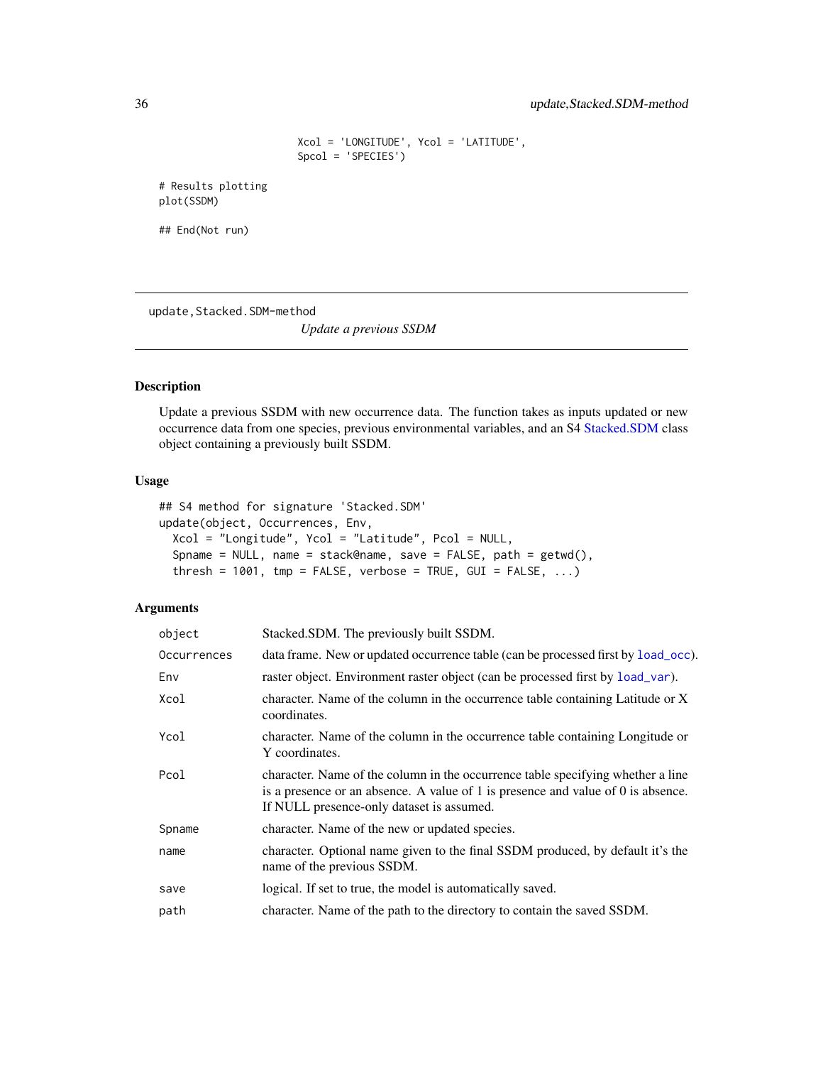```
                    Xcol = 'LONGITUDE', Ycol = 'LATITUDE',
                    Spcol = 'SPECIES')

# Results plotting
plot(SSDM)

## End(Not run)
```

---

`update,Stacked.SDM-method`

*Update a previous SSDM*

---

## Description

Update a previous SSDM with new occurrence data. The function takes as inputs updated or new occurrence data from one species, previous environmental variables, and an S4 Stacked.SDM class object containing a previously built SSDM.

## Usage

```
## S4 method for signature 'Stacked.SDM'
update(object, Occurrences, Env,
  Xcol = "Longitude", Ycol = "Latitude", Pcol = NULL,
  Spname = NULL, name = stack@name, save = FALSE, path = getwd(),
  thresh = 1001, tmp = FALSE, verbose = TRUE, GUI = FALSE, ...)
```

## Arguments

| | |
|---|---|
| `object` | Stacked.SDM. The previously built SSDM. |
| `Occurrences` | data frame. New or updated occurrence table (can be processed first by `load_occ`). |
| `Env` | raster object. Environment raster object (can be processed first by `load_var`). |
| `Xcol` | character. Name of the column in the occurrence table containing Latitude or X coordinates. |
| `Ycol` | character. Name of the column in the occurrence table containing Longitude or Y coordinates. |
| `Pcol` | character. Name of the column in the occurrence table specifying whether a line is a presence or an absence. A value of 1 is presence and value of 0 is absence. If NULL presence-only dataset is assumed. |
| `Spname` | character. Name of the new or updated species. |
| `name` | character. Optional name given to the final SSDM produced, by default it's the name of the previous SSDM. |
| `save` | logical. If set to true, the model is automatically saved. |
| `path` | character. Name of the path to the directory to contain the saved SSDM. |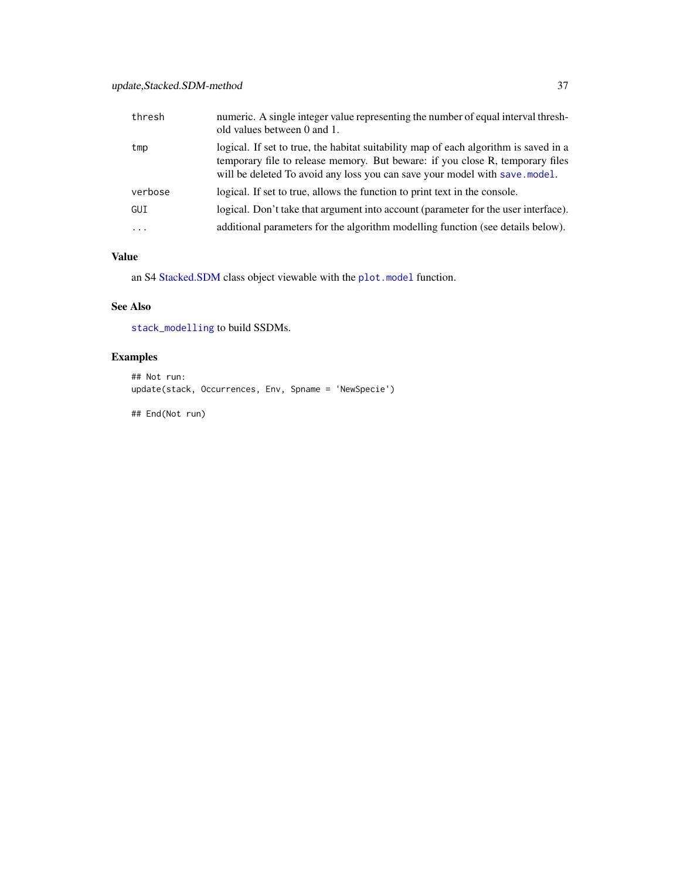| | |
|---|---|
| thresh | numeric. A single integer value representing the number of equal interval threshold values between 0 and 1. |
| tmp | logical. If set to true, the habitat suitability map of each algorithm is saved in a temporary file to release memory. But beware: if you close R, temporary files will be deleted To avoid any loss you can save your model with `save.model`. |
| verbose | logical. If set to true, allows the function to print text in the console. |
| GUI | logical. Don't take that argument into account (parameter for the user interface). |
| ... | additional parameters for the algorithm modelling function (see details below). |

## Value

an S4 Stacked.SDM class object viewable with the `plot.model` function.

## See Also

`stack_modelling` to build SSDMs.

## Examples

```
## Not run:
update(stack, Occurrences, Env, Spname = 'NewSpecie')

## End(Not run)
```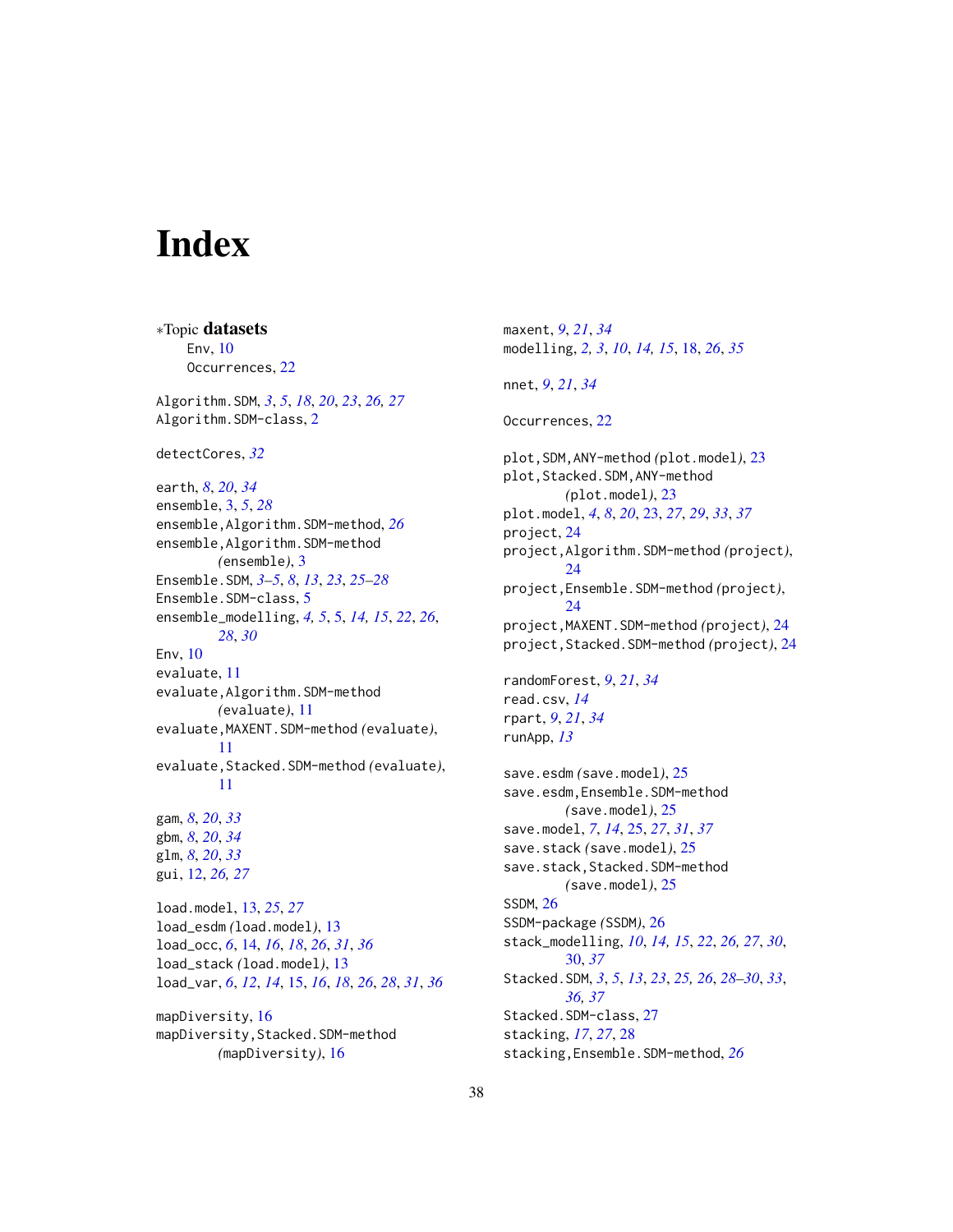# Index

∗Topic **datasets**
    Env, 10
    Occurrences, 22

Algorithm.SDM, *3*, *5*, *18*, *20*, *23*, *26, 27*
Algorithm.SDM-class, 2

detectCores, *32*

earth, *8*, *20*, *34*
ensemble, 3, *5*, *28*
ensemble,Algorithm.SDM-method, *26*
ensemble,Algorithm.SDM-method (ensemble), 3
Ensemble.SDM, *3–5*, *8*, *13*, *23*, *25–28*
Ensemble.SDM-class, 5
ensemble_modelling, *4, 5*, 5, *14, 15*, *22*, *26*, *28*, *30*
Env, 10
evaluate, 11
evaluate,Algorithm.SDM-method (evaluate), 11
evaluate,MAXENT.SDM-method (evaluate), 11
evaluate,Stacked.SDM-method (evaluate), 11

gam, *8*, *20*, *33*
gbm, *8*, *20*, *34*
glm, *8*, *20*, *33*
gui, 12, *26, 27*

load.model, 13, *25*, *27*
load_esdm (load.model), 13
load_occ, *6*, 14, *16*, *18*, *26*, *31*, *36*
load_stack (load.model), 13
load_var, *6*, *12*, *14*, 15, *16*, *18*, *26*, *28*, *31*, *36*

mapDiversity, 16
mapDiversity,Stacked.SDM-method (mapDiversity), 16
maxent, *9*, *21*, *34*
modelling, *2, 3*, *10*, *14, 15*, 18, *26*, *35*

nnet, *9*, *21*, *34*

Occurrences, 22

plot,SDM,ANY-method (plot.model), 23
plot,Stacked.SDM,ANY-method (plot.model), 23
plot.model, *4*, *8*, *20*, 23, *27*, *29*, *33*, *37*
project, 24
project,Algorithm.SDM-method (project), 24
project,Ensemble.SDM-method (project), 24
project,MAXENT.SDM-method (project), 24
project,Stacked.SDM-method (project), 24

randomForest, *9*, *21*, *34*
read.csv, *14*
rpart, *9*, *21*, *34*
runApp, *13*

save.esdm (save.model), 25
save.esdm,Ensemble.SDM-method (save.model), 25
save.model, *7*, *14*, 25, *27*, *31*, *37*
save.stack (save.model), 25
save.stack,Stacked.SDM-method (save.model), 25
SSDM, 26
SSDM-package (SSDM), 26
stack_modelling, *10*, *14, 15*, *22*, *26, 27*, *30*, 30, *37*
Stacked.SDM, *3*, *5*, *13*, *23*, *25, 26*, *28–30*, *33*, *36, 37*
Stacked.SDM-class, 27
stacking, *17*, *27*, 28
stacking,Ensemble.SDM-method, *26*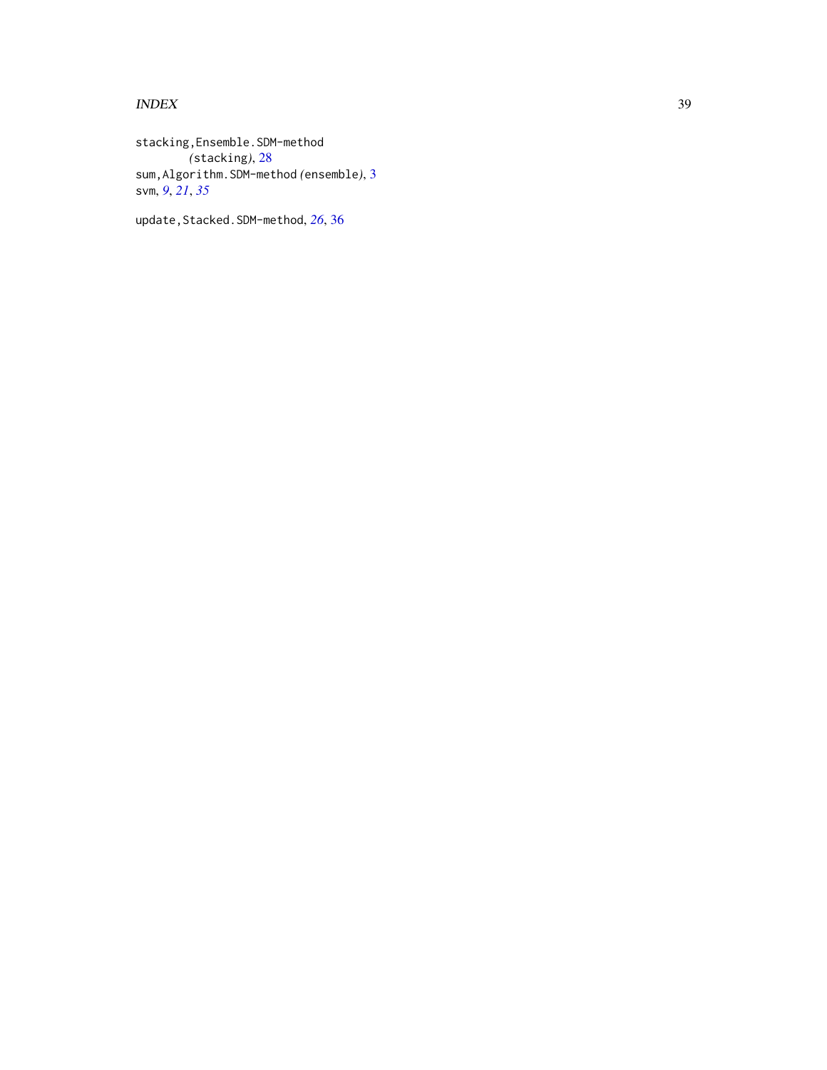stacking,Ensemble.SDM-method
        (stacking), 28
sum,Algorithm.SDM-method (ensemble), 3
svm, *9*, *21*, *35*

update,Stacked.SDM-method, *26*, 36